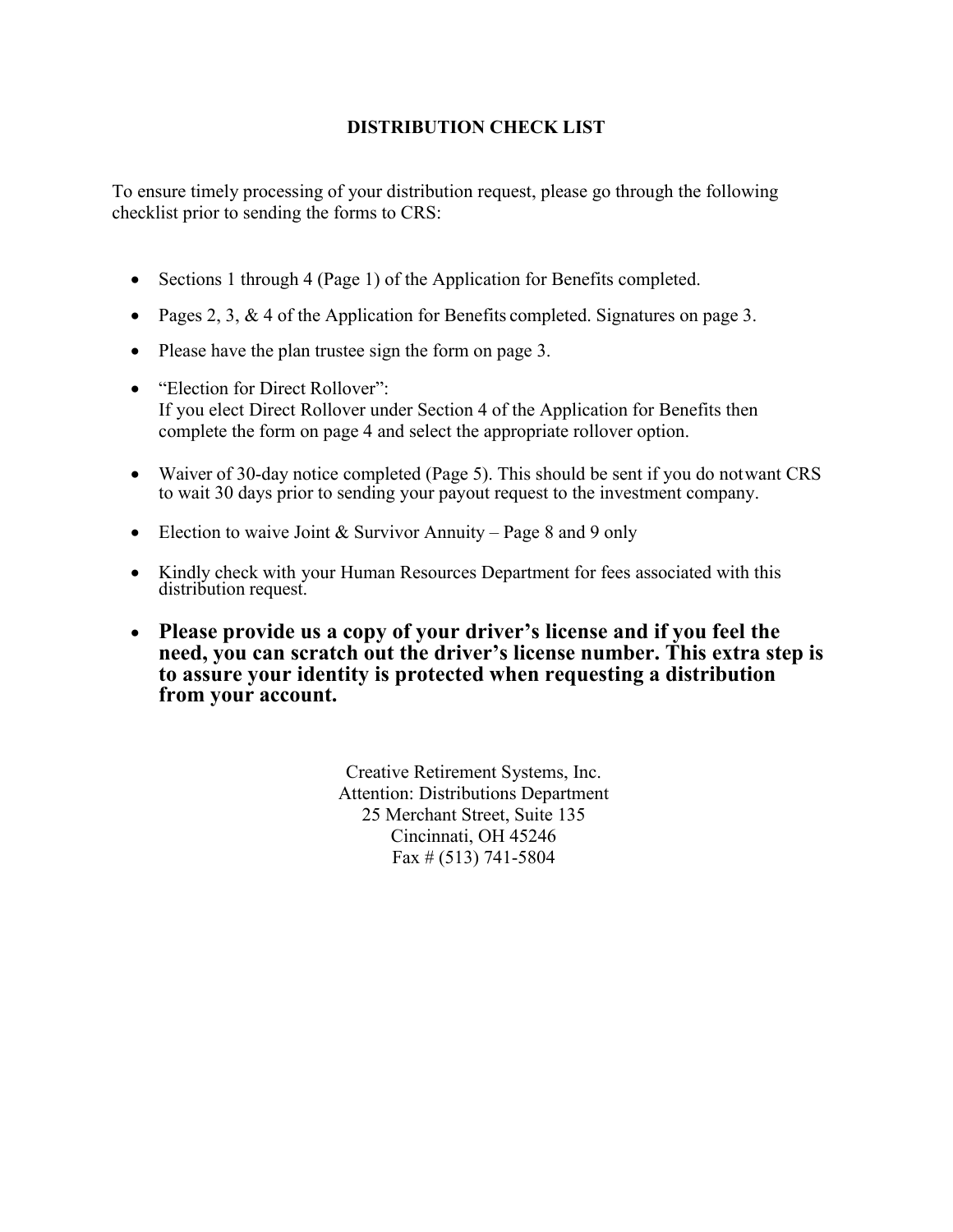# DISTRIBUTION CHECK LIST

To ensure timely processing of your distribution request, please go through the following checklist prior to sending the forms to CRS:

- Sections 1 through 4 (Page 1) of the Application for Benefits completed.
- Pages 2, 3, & 4 of the Application for Benefits completed. Signatures on page 3.
- Please have the plan trustee sign the form on page 3.
- "Election for Direct Rollover":
  If you elect Direct Rollover under Section 4 of the Application for Benefits then complete the form on page 4 and select the appropriate rollover option.
- Waiver of 30-day notice completed (Page 5). This should be sent if you do not want CRS to wait 30 days prior to sending your payout request to the investment company.
- Election to waive Joint & Survivor Annuity – Page 8 and 9 only
- Kindly check with your Human Resources Department for fees associated with this distribution request.
- **Please provide us a copy of your driver's license and if you feel the need, you can scratch out the driver's license number. This extra step is to assure your identity is protected when requesting a distribution from your account.**

Creative Retirement Systems, Inc.
Attention: Distributions Department
25 Merchant Street, Suite 135
Cincinnati, OH 45246
Fax # (513) 741-5804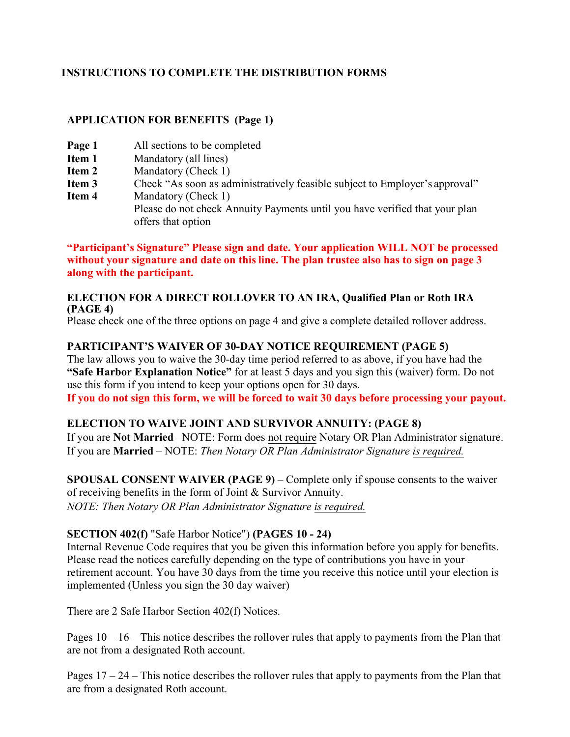# INSTRUCTIONS TO COMPLETE THE DISTRIBUTION FORMS

## APPLICATION FOR BENEFITS (Page 1)

| | |
|---|---|
| **Page 1** | All sections to be completed |
| **Item 1** | Mandatory (all lines) |
| **Item 2** | Mandatory (Check 1) |
| **Item 3** | Check "As soon as administratively feasible subject to Employer's approval" |
| **Item 4** | Mandatory (Check 1)<br>Please do not check Annuity Payments until you have verified that your plan offers that option |

**"Participant's Signature" Please sign and date. Your application WILL NOT be processed without your signature and date on this line. The plan trustee also has to sign on page 3 along with the participant.**

**ELECTION FOR A DIRECT ROLLOVER TO AN IRA, Qualified Plan or Roth IRA (PAGE 4)**
Please check one of the three options on page 4 and give a complete detailed rollover address.

**PARTICIPANT'S WAIVER OF 30-DAY NOTICE REQUIREMENT (PAGE 5)**
The law allows you to waive the 30-day time period referred to as above, if you have had the **"Safe Harbor Explanation Notice"** for at least 5 days and you sign this (waiver) form. Do not use this form if you intend to keep your options open for 30 days.
**If you do not sign this form, we will be forced to wait 30 days before processing your payout.**

**ELECTION TO WAIVE JOINT AND SURVIVOR ANNUITY: (PAGE 8)**
If you are **Not Married** –NOTE: Form does not require Notary OR Plan Administrator signature.
If you are **Married** – NOTE: *Then Notary OR Plan Administrator Signature is required.*

**SPOUSAL CONSENT WAIVER (PAGE 9)** – Complete only if spouse consents to the waiver of receiving benefits in the form of Joint & Survivor Annuity.
*NOTE: Then Notary OR Plan Administrator Signature is required.*

**SECTION 402(f)** "Safe Harbor Notice") **(PAGES 10 - 24)**
Internal Revenue Code requires that you be given this information before you apply for benefits. Please read the notices carefully depending on the type of contributions you have in your retirement account. You have 30 days from the time you receive this notice until your election is implemented (Unless you sign the 30 day waiver)

There are 2 Safe Harbor Section 402(f) Notices.

Pages 10 – 16 – This notice describes the rollover rules that apply to payments from the Plan that are not from a designated Roth account.

Pages 17 – 24 – This notice describes the rollover rules that apply to payments from the Plan that are from a designated Roth account.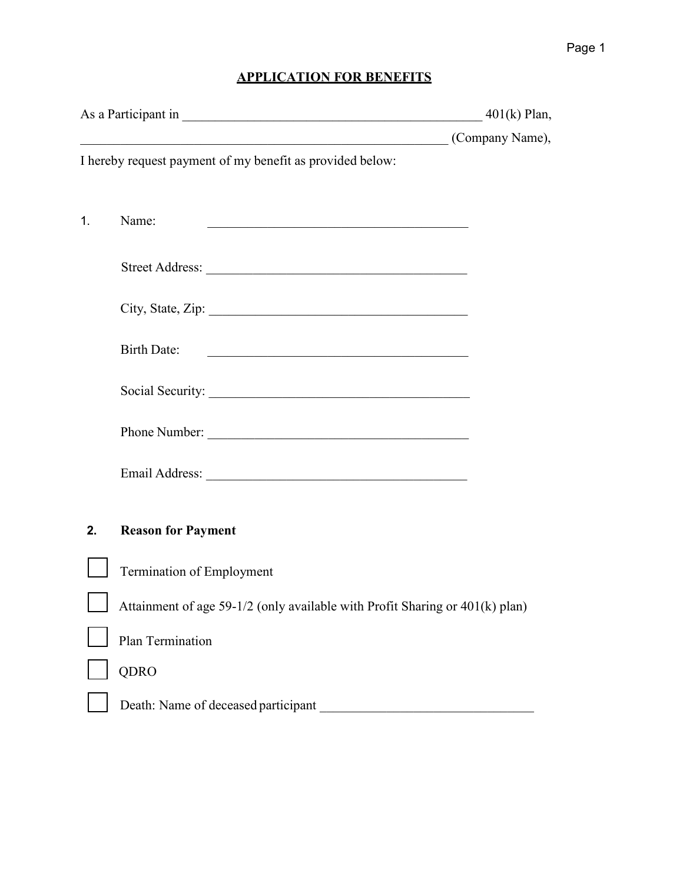# APPLICATION FOR BENEFITS

As a Participant in _______________________________________________ 401(k) Plan,
_________________________________________________________ (Company Name),
I hereby request payment of my benefit as provided below:

1. Name: ________________________________________

   Street Address: ________________________________________

   City, State, Zip: ________________________________________

   Birth Date: ________________________________________

   Social Security: ________________________________________

   Phone Number: ________________________________________

   Email Address: ________________________________________

**2. Reason for Payment**

☐ Termination of Employment

☐ Attainment of age 59-1/2 (only available with Profit Sharing or 401(k) plan)

☐ Plan Termination

☐ QDRO

☐ Death: Name of deceased participant ________________________________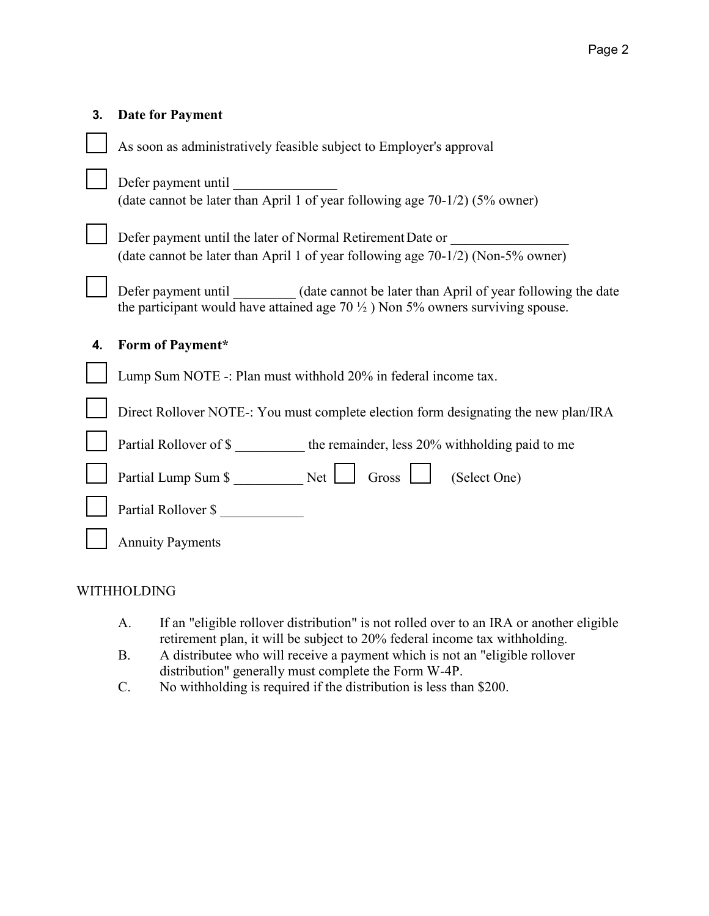### 3. Date for Payment

☐ As soon as administratively feasible subject to Employer's approval

☐ Defer payment until _______________
(date cannot be later than April 1 of year following age 70-1/2) (5% owner)

☐ Defer payment until the later of Normal Retirement Date or _________________
(date cannot be later than April 1 of year following age 70-1/2) (Non-5% owner)

☐ Defer payment until _________ (date cannot be later than April of year following the date the participant would have attained age 70 ½ ) Non 5% owners surviving spouse.

### 4. Form of Payment*

☐ Lump Sum NOTE -: Plan must withhold 20% in federal income tax.

☐ Direct Rollover NOTE-: You must complete election form designating the new plan/IRA

☐ Partial Rollover of $ __________ the remainder, less 20% withholding paid to me

☐ Partial Lump Sum $ __________ Net ☐ Gross ☐ (Select One)

☐ Partial Rollover $ ____________

☐ Annuity Payments

WITHHOLDING

A. If an "eligible rollover distribution" is not rolled over to an IRA or another eligible retirement plan, it will be subject to 20% federal income tax withholding.
B. A distributee who will receive a payment which is not an "eligible rollover distribution" generally must complete the Form W-4P.
C. No withholding is required if the distribution is less than $200.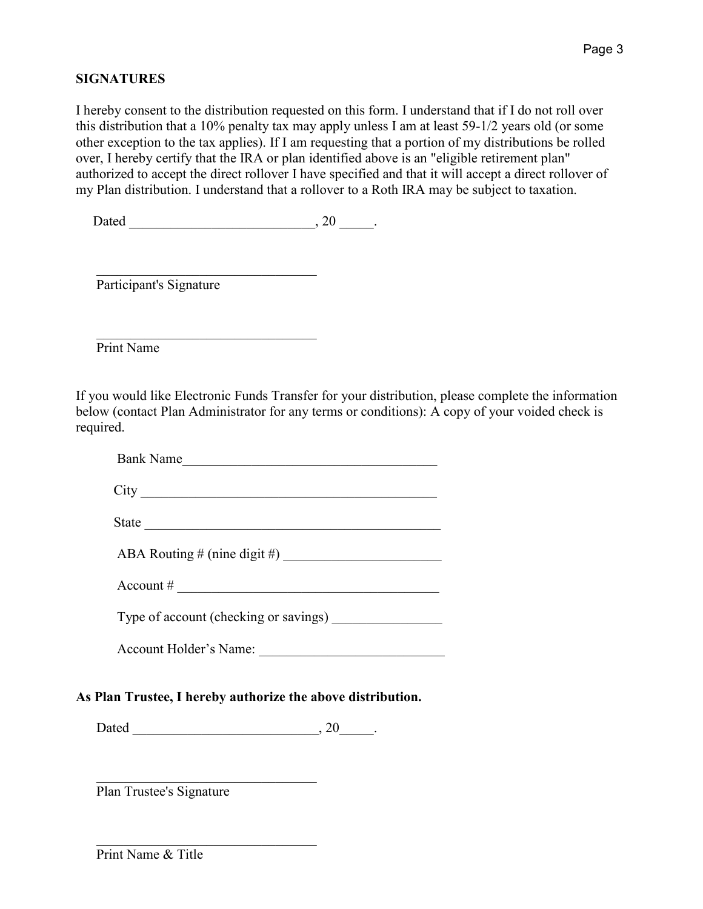## SIGNATURES

I hereby consent to the distribution requested on this form. I understand that if I do not roll over this distribution that a 10% penalty tax may apply unless I am at least 59-1/2 years old (or some other exception to the tax applies). If I am requesting that a portion of my distributions be rolled over, I hereby certify that the IRA or plan identified above is an "eligible retirement plan" authorized to accept the direct rollover I have specified and that it will accept a direct rollover of my Plan distribution. I understand that a rollover to a Roth IRA may be subject to taxation.

Dated ___________________________, 20 _____.

_________________________________
Participant's Signature

_________________________________
Print Name

If you would like Electronic Funds Transfer for your distribution, please complete the information below (contact Plan Administrator for any terms or conditions): A copy of your voided check is required.

Bank Name_____________________________________

City ____________________________________________

State ____________________________________________

ABA Routing # (nine digit #) _______________________

Account # ______________________________________

Type of account (checking or savings) ________________

Account Holder's Name: ___________________________

**As Plan Trustee, I hereby authorize the above distribution.**

Dated ___________________________, 20_____.

_________________________________
Plan Trustee's Signature

_________________________________
Print Name & Title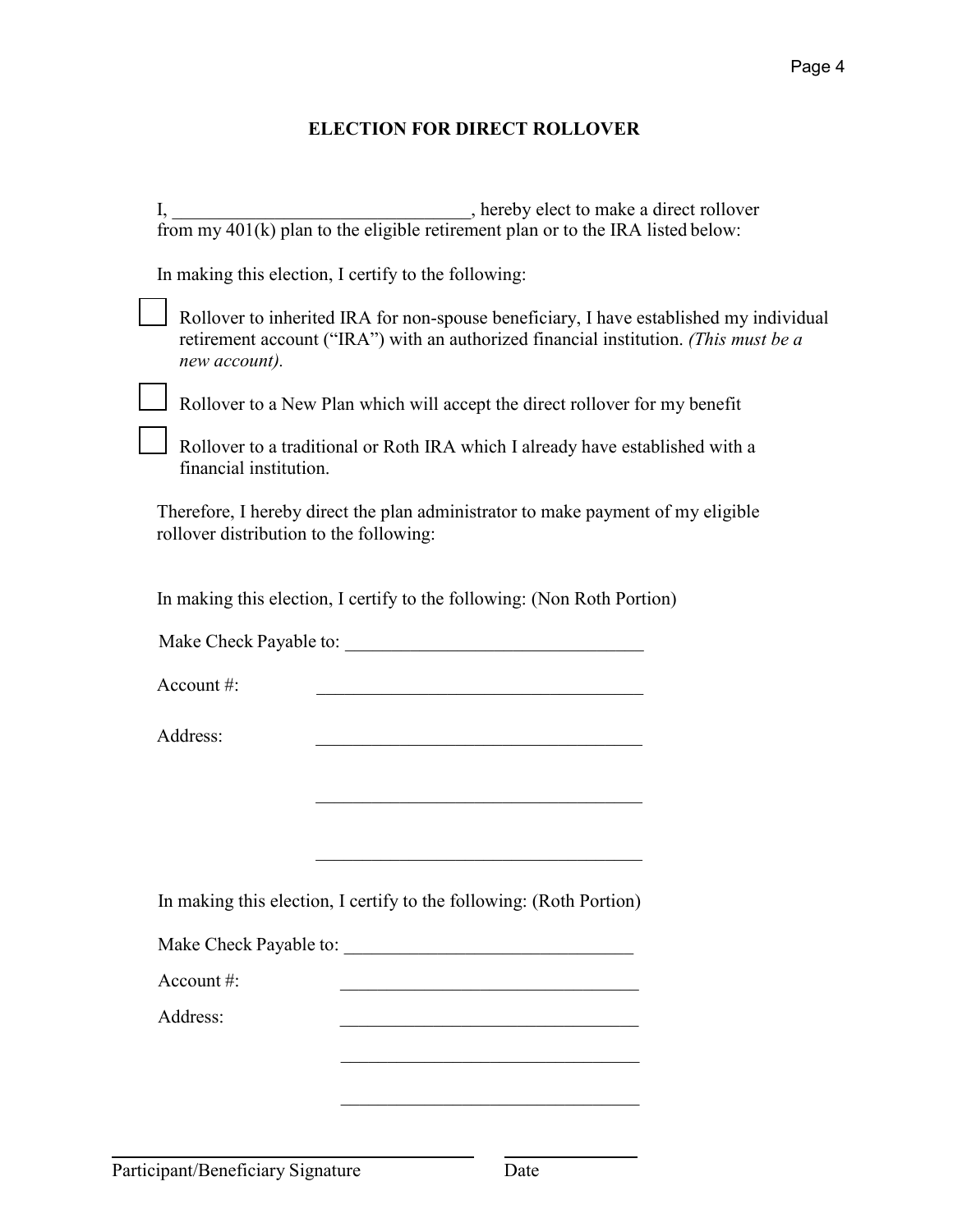## ELECTION FOR DIRECT ROLLOVER

I, ________________________________, hereby elect to make a direct rollover from my 401(k) plan to the eligible retirement plan or to the IRA listed below:

In making this election, I certify to the following:

- [ ] Rollover to inherited IRA for non-spouse beneficiary, I have established my individual retirement account ("IRA") with an authorized financial institution. *(This must be a new account).*
- [ ] Rollover to a New Plan which will accept the direct rollover for my benefit
- [ ] Rollover to a traditional or Roth IRA which I already have established with a financial institution.

Therefore, I hereby direct the plan administrator to make payment of my eligible rollover distribution to the following:

In making this election, I certify to the following: (Non Roth Portion)

Make Check Payable to: ________________________________

Account #: ________________________________

Address: ________________________________

________________________________

________________________________

In making this election, I certify to the following: (Roth Portion)

Make Check Payable to: ________________________________

Account #: ________________________________

Address: ________________________________

________________________________

________________________________

________________________________ ______________

Participant/Beneficiary Signature Date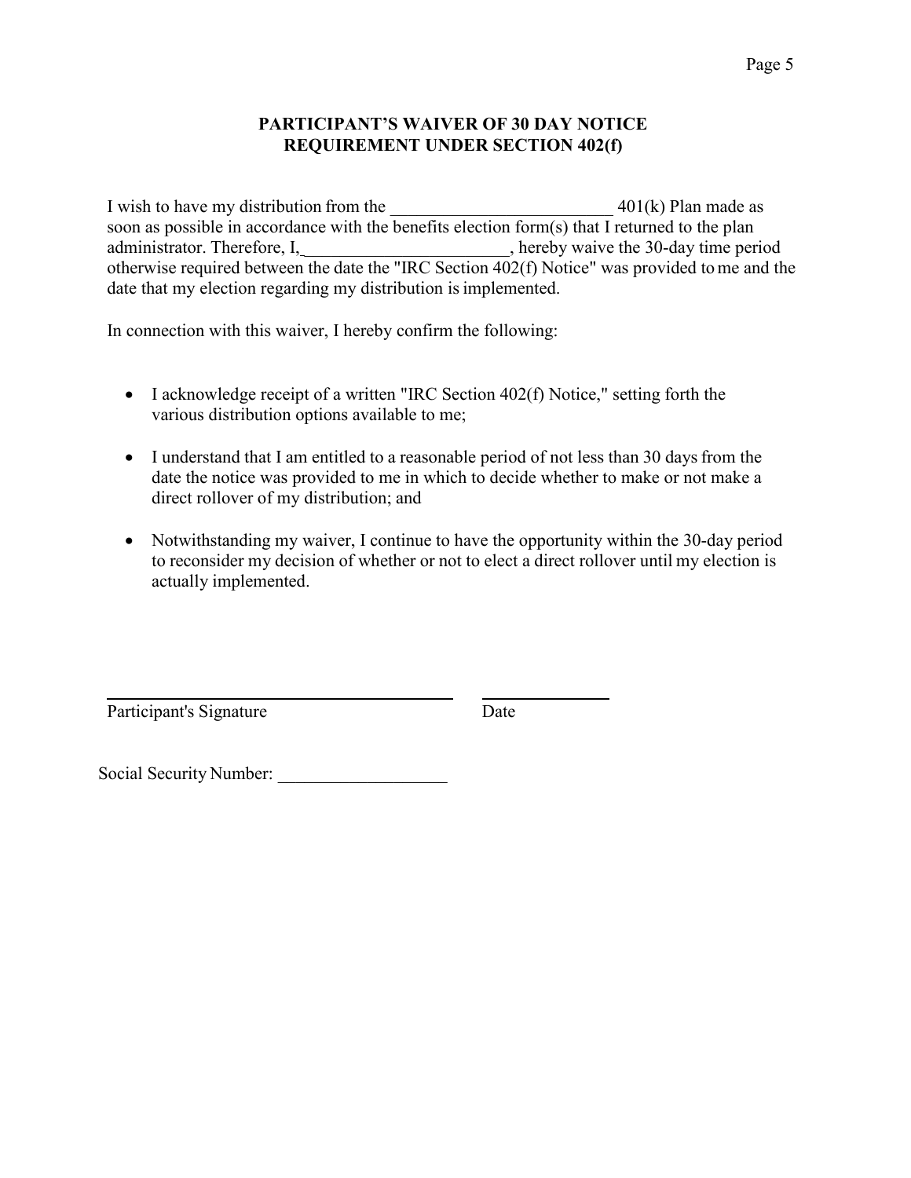## PARTICIPANT'S WAIVER OF 30 DAY NOTICE REQUIREMENT UNDER SECTION 402(f)

I wish to have my distribution from the _________________________ 401(k) Plan made as soon as possible in accordance with the benefits election form(s) that I returned to the plan administrator. Therefore, I, _______________________, hereby waive the 30-day time period otherwise required between the date the "IRC Section 402(f) Notice" was provided to me and the date that my election regarding my distribution is implemented.

In connection with this waiver, I hereby confirm the following:

- I acknowledge receipt of a written "IRC Section 402(f) Notice," setting forth the various distribution options available to me;
- I understand that I am entitled to a reasonable period of not less than 30 days from the date the notice was provided to me in which to decide whether to make or not make a direct rollover of my distribution; and
- Notwithstanding my waiver, I continue to have the opportunity within the 30-day period to reconsider my decision of whether or not to elect a direct rollover until my election is actually implemented.

________________________________________ ______________

Participant's Signature Date

Social Security Number: ___________________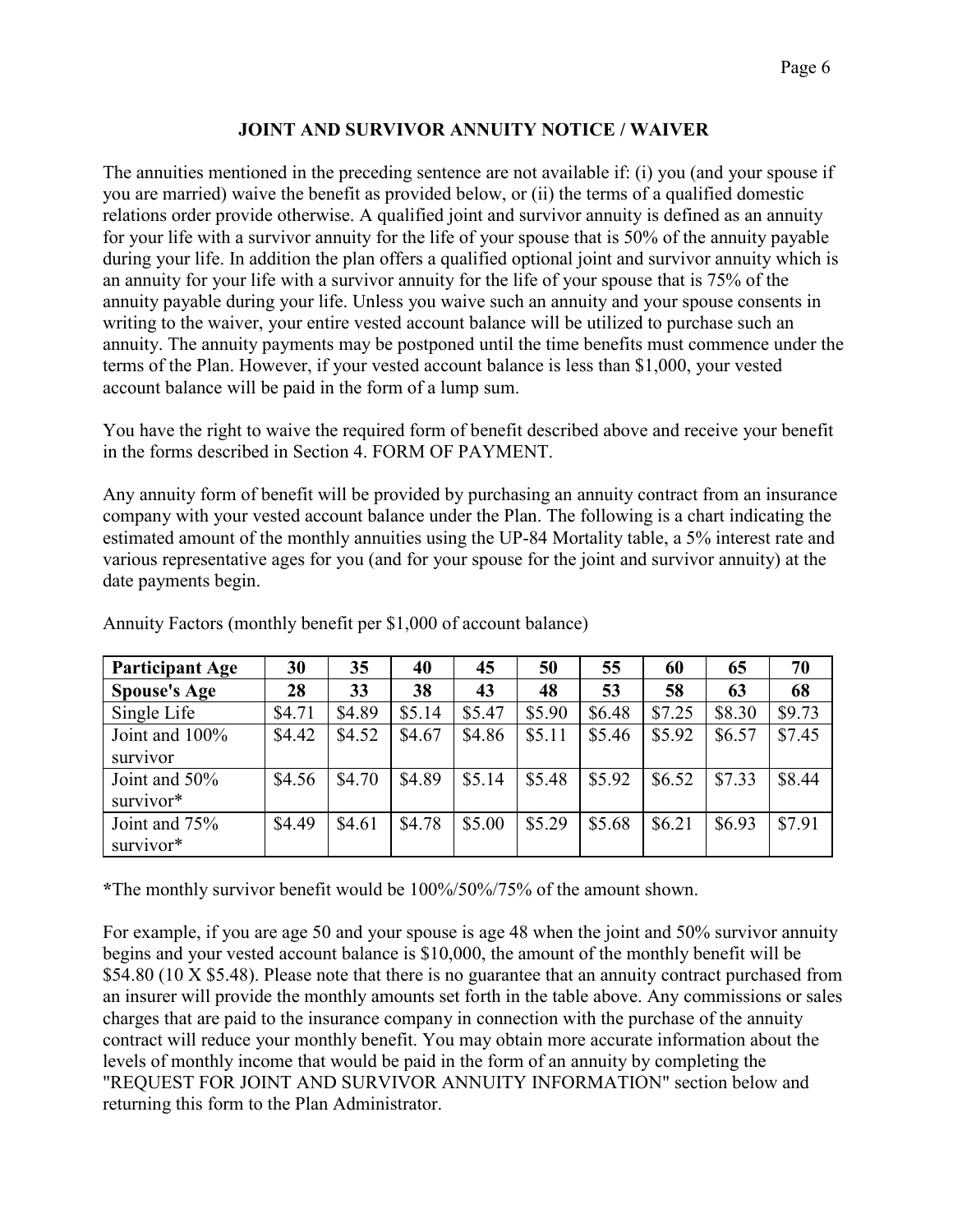## JOINT AND SURVIVOR ANNUITY NOTICE / WAIVER

The annuities mentioned in the preceding sentence are not available if: (i) you (and your spouse if you are married) waive the benefit as provided below, or (ii) the terms of a qualified domestic relations order provide otherwise. A qualified joint and survivor annuity is defined as an annuity for your life with a survivor annuity for the life of your spouse that is 50% of the annuity payable during your life. In addition the plan offers a qualified optional joint and survivor annuity which is an annuity for your life with a survivor annuity for the life of your spouse that is 75% of the annuity payable during your life. Unless you waive such an annuity and your spouse consents in writing to the waiver, your entire vested account balance will be utilized to purchase such an annuity. The annuity payments may be postponed until the time benefits must commence under the terms of the Plan. However, if your vested account balance is less than $1,000, your vested account balance will be paid in the form of a lump sum.

You have the right to waive the required form of benefit described above and receive your benefit in the forms described in Section 4. FORM OF PAYMENT.

Any annuity form of benefit will be provided by purchasing an annuity contract from an insurance company with your vested account balance under the Plan. The following is a chart indicating the estimated amount of the monthly annuities using the UP-84 Mortality table, a 5% interest rate and various representative ages for you (and for your spouse for the joint and survivor annuity) at the date payments begin.

Annuity Factors (monthly benefit per $1,000 of account balance)

| **Participant Age** | **30** | **35** | **40** | **45** | **50** | **55** | **60** | **65** | **70** |
|---|---|---|---|---|---|---|---|---|---|
| **Spouse's Age** | **28** | **33** | **38** | **43** | **48** | **53** | **58** | **63** | **68** |
| Single Life | $4.71 | $4.89 | $5.14 | $5.47 | $5.90 | $6.48 | $7.25 | $8.30 | $9.73 |
| Joint and 100% survivor | $4.42 | $4.52 | $4.67 | $4.86 | $5.11 | $5.46 | $5.92 | $6.57 | $7.45 |
| Joint and 50% survivor* | $4.56 | $4.70 | $4.89 | $5.14 | $5.48 | $5.92 | $6.52 | $7.33 | $8.44 |
| Joint and 75% survivor* | $4.49 | $4.61 | $4.78 | $5.00 | $5.29 | $5.68 | $6.21 | $6.93 | $7.91 |

*The monthly survivor benefit would be 100%/50%/75% of the amount shown.

For example, if you are age 50 and your spouse is age 48 when the joint and 50% survivor annuity begins and your vested account balance is $10,000, the amount of the monthly benefit will be $54.80 (10 X $5.48). Please note that there is no guarantee that an annuity contract purchased from an insurer will provide the monthly amounts set forth in the table above. Any commissions or sales charges that are paid to the insurance company in connection with the purchase of the annuity contract will reduce your monthly benefit. You may obtain more accurate information about the levels of monthly income that would be paid in the form of an annuity by completing the "REQUEST FOR JOINT AND SURVIVOR ANNUITY INFORMATION" section below and returning this form to the Plan Administrator.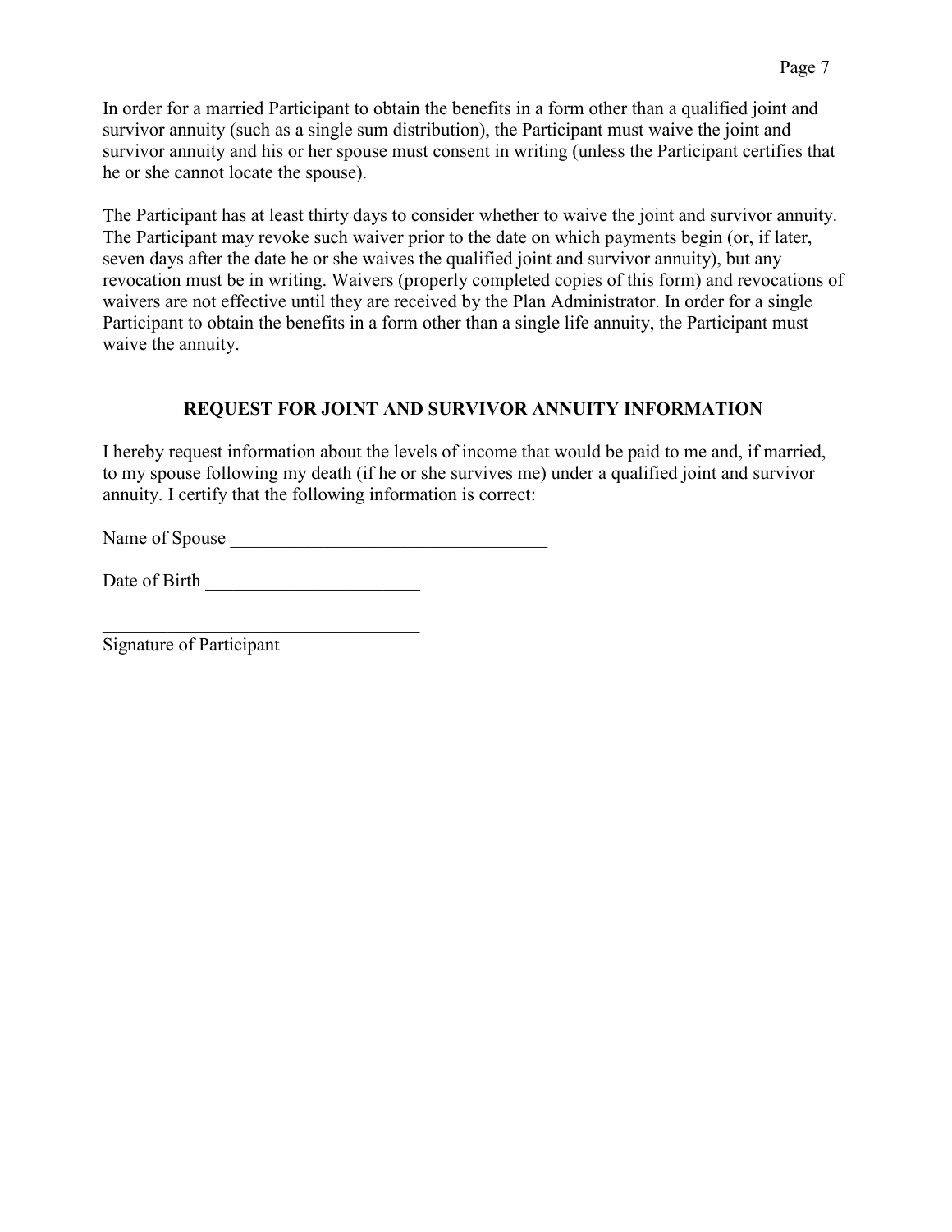In order for a married Participant to obtain the benefits in a form other than a qualified joint and survivor annuity (such as a single sum distribution), the Participant must waive the joint and survivor annuity and his or her spouse must consent in writing (unless the Participant certifies that he or she cannot locate the spouse).

The Participant has at least thirty days to consider whether to waive the joint and survivor annuity. The Participant may revoke such waiver prior to the date on which payments begin (or, if later, seven days after the date he or she waives the qualified joint and survivor annuity), but any revocation must be in writing. Waivers (properly completed copies of this form) and revocations of waivers are not effective until they are received by the Plan Administrator. In order for a single Participant to obtain the benefits in a form other than a single life annuity, the Participant must waive the annuity.

## REQUEST FOR JOINT AND SURVIVOR ANNUITY INFORMATION

I hereby request information about the levels of income that would be paid to me and, if married, to my spouse following my death (if he or she survives me) under a qualified joint and survivor annuity. I certify that the following information is correct:

Name of Spouse ___________________________________

Date of Birth _______________________

___________________________________
Signature of Participant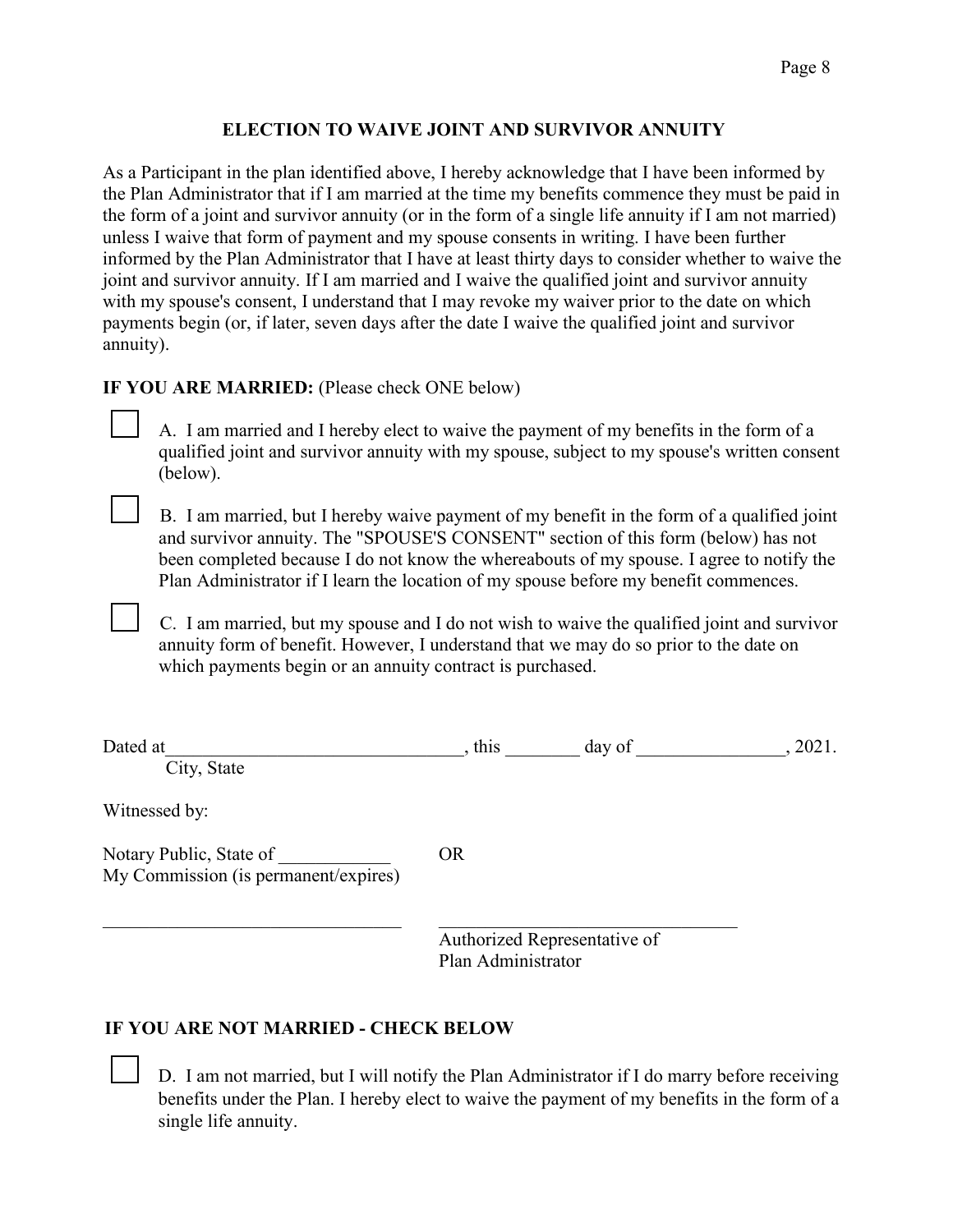## ELECTION TO WAIVE JOINT AND SURVIVOR ANNUITY

As a Participant in the plan identified above, I hereby acknowledge that I have been informed by the Plan Administrator that if I am married at the time my benefits commence they must be paid in the form of a joint and survivor annuity (or in the form of a single life annuity if I am not married) unless I waive that form of payment and my spouse consents in writing. I have been further informed by the Plan Administrator that I have at least thirty days to consider whether to waive the joint and survivor annuity. If I am married and I waive the qualified joint and survivor annuity with my spouse's consent, I understand that I may revoke my waiver prior to the date on which payments begin (or, if later, seven days after the date I waive the qualified joint and survivor annuity).

**IF YOU ARE MARRIED:** (Please check ONE below)

☐ A. I am married and I hereby elect to waive the payment of my benefits in the form of a qualified joint and survivor annuity with my spouse, subject to my spouse's written consent (below).

☐ B. I am married, but I hereby waive payment of my benefit in the form of a qualified joint and survivor annuity. The "SPOUSE'S CONSENT" section of this form (below) has not been completed because I do not know the whereabouts of my spouse. I agree to notify the Plan Administrator if I learn the location of my spouse before my benefit commences.

☐ C. I am married, but my spouse and I do not wish to waive the qualified joint and survivor annuity form of benefit. However, I understand that we may do so prior to the date on which payments begin or an annuity contract is purchased.

Dated at_______________________________, this ________ day of ________________, 2021.
City, State

Witnessed by:

Notary Public, State of ____________
My Commission (is permanent/expires)

OR

_______________________________ &nbsp;&nbsp;&nbsp;&nbsp; _______________________________
&nbsp;&nbsp;&nbsp;&nbsp;&nbsp;&nbsp;&nbsp;&nbsp;&nbsp;&nbsp;&nbsp;&nbsp;&nbsp;&nbsp;&nbsp;&nbsp;&nbsp;&nbsp;&nbsp;&nbsp;&nbsp;&nbsp;&nbsp;&nbsp;&nbsp;&nbsp;&nbsp;&nbsp;&nbsp;&nbsp;&nbsp;&nbsp;&nbsp;&nbsp;&nbsp;&nbsp;&nbsp;&nbsp;&nbsp;&nbsp;&nbsp;&nbsp;&nbsp;&nbsp;&nbsp;&nbsp;&nbsp;&nbsp;&nbsp;&nbsp; Authorized Representative of
&nbsp;&nbsp;&nbsp;&nbsp;&nbsp;&nbsp;&nbsp;&nbsp;&nbsp;&nbsp;&nbsp;&nbsp;&nbsp;&nbsp;&nbsp;&nbsp;&nbsp;&nbsp;&nbsp;&nbsp;&nbsp;&nbsp;&nbsp;&nbsp;&nbsp;&nbsp;&nbsp;&nbsp;&nbsp;&nbsp;&nbsp;&nbsp;&nbsp;&nbsp;&nbsp;&nbsp;&nbsp;&nbsp;&nbsp;&nbsp;&nbsp;&nbsp;&nbsp;&nbsp;&nbsp;&nbsp;&nbsp;&nbsp;&nbsp;&nbsp; Plan Administrator

**IF YOU ARE NOT MARRIED - CHECK BELOW**

☐ D. I am not married, but I will notify the Plan Administrator if I do marry before receiving benefits under the Plan. I hereby elect to waive the payment of my benefits in the form of a single life annuity.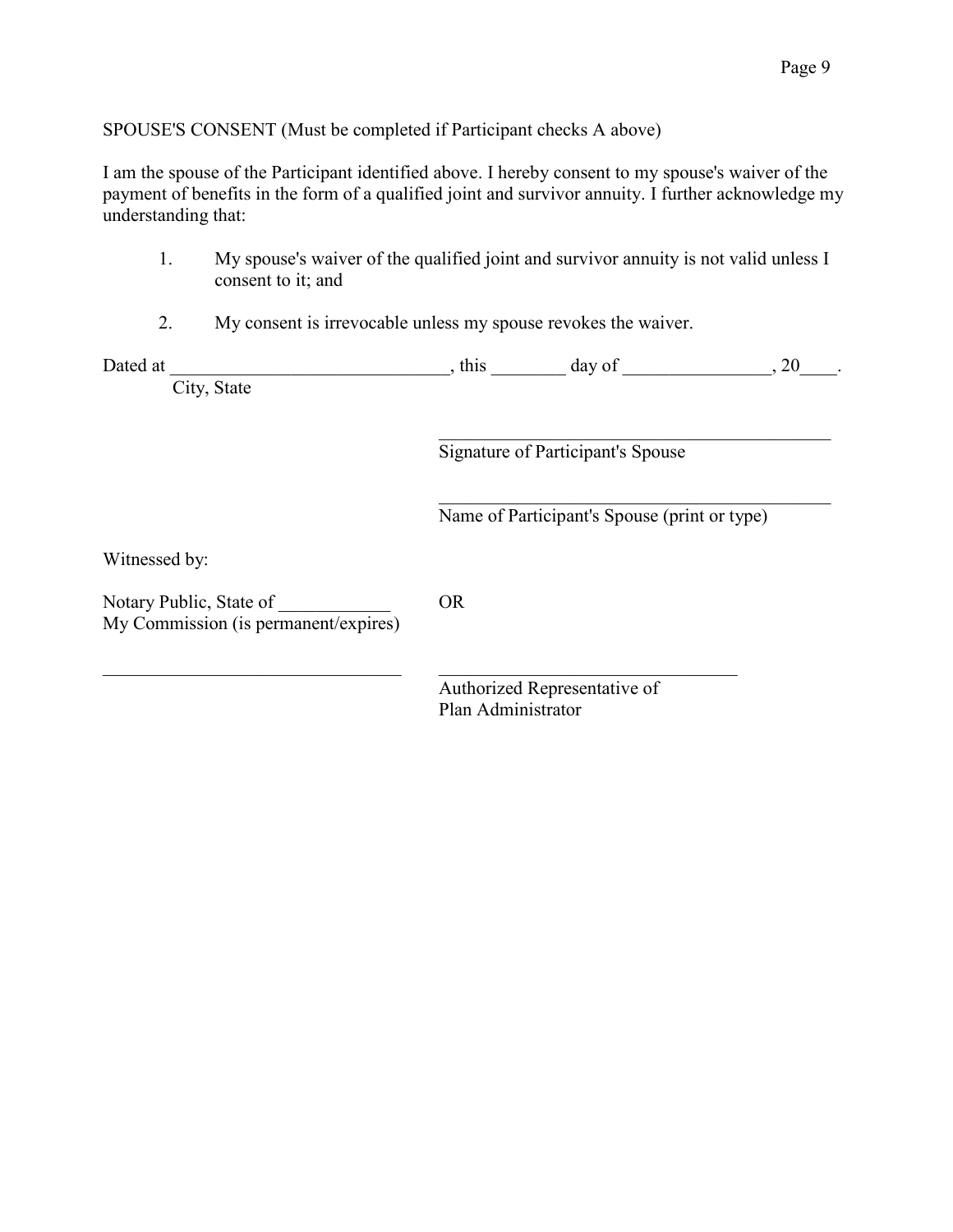SPOUSE'S CONSENT (Must be completed if Participant checks A above)

I am the spouse of the Participant identified above. I hereby consent to my spouse's waiver of the payment of benefits in the form of a qualified joint and survivor annuity. I further acknowledge my understanding that:

1. My spouse's waiver of the qualified joint and survivor annuity is not valid unless I consent to it; and

2. My consent is irrevocable unless my spouse revokes the waiver.

Dated at ______________________________, this ________ day of ________________, 20____.
City, State

_____________________________________________
Signature of Participant's Spouse

_____________________________________________
Name of Participant's Spouse (print or type)

Witnessed by:

Notary Public, State of ____________
My Commission (is permanent/expires)

OR

_________________________________

_________________________________
Authorized Representative of
Plan Administrator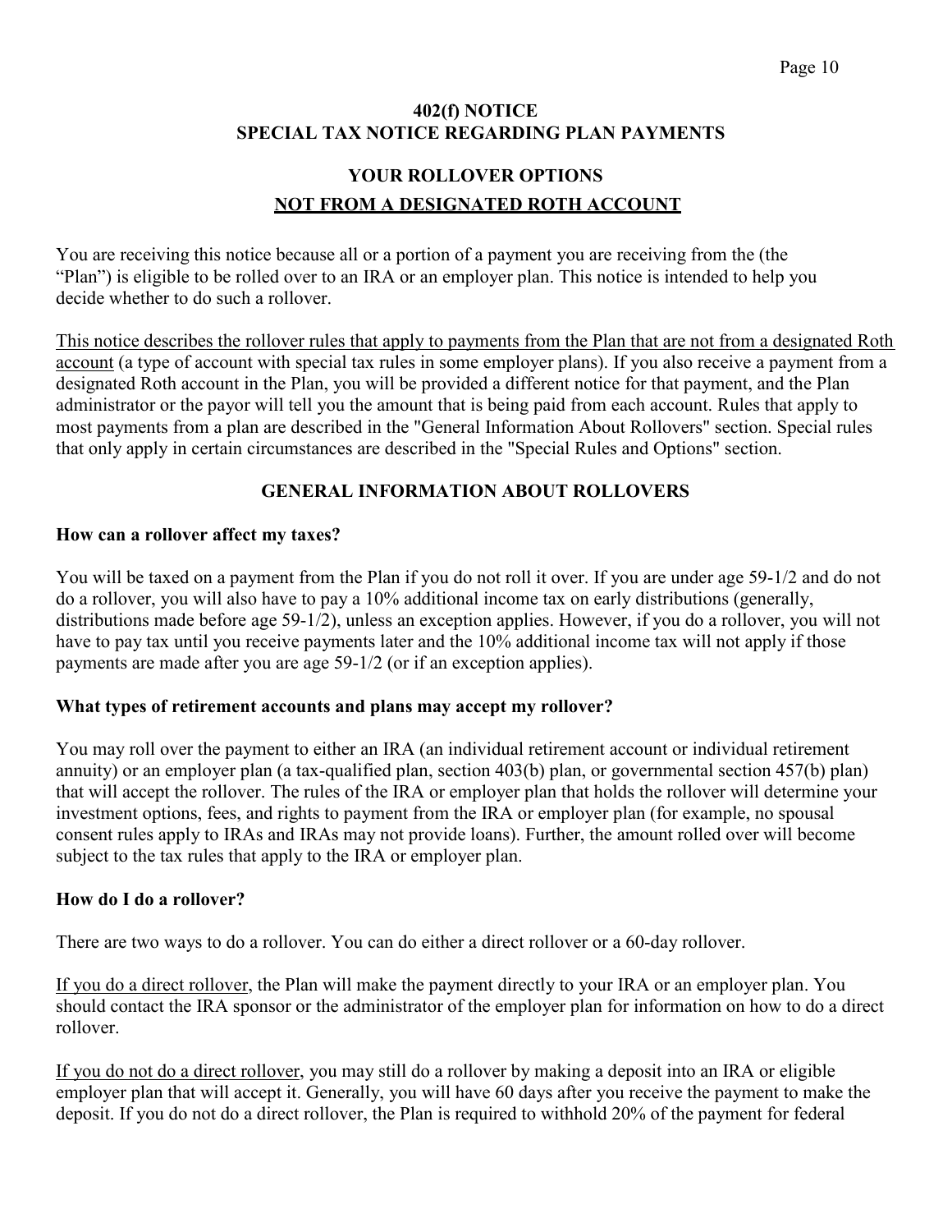## 402(f) NOTICE
## SPECIAL TAX NOTICE REGARDING PLAN PAYMENTS

## YOUR ROLLOVER OPTIONS

## NOT FROM A DESIGNATED ROTH ACCOUNT

You are receiving this notice because all or a portion of a payment you are receiving from the (the "Plan") is eligible to be rolled over to an IRA or an employer plan. This notice is intended to help you decide whether to do such a rollover.

This notice describes the rollover rules that apply to payments from the Plan that are not from a designated Roth account (a type of account with special tax rules in some employer plans). If you also receive a payment from a designated Roth account in the Plan, you will be provided a different notice for that payment, and the Plan administrator or the payor will tell you the amount that is being paid from each account. Rules that apply to most payments from a plan are described in the "General Information About Rollovers" section. Special rules that only apply in certain circumstances are described in the "Special Rules and Options" section.

### GENERAL INFORMATION ABOUT ROLLOVERS

**How can a rollover affect my taxes?**

You will be taxed on a payment from the Plan if you do not roll it over. If you are under age 59-1/2 and do not do a rollover, you will also have to pay a 10% additional income tax on early distributions (generally, distributions made before age 59-1/2), unless an exception applies. However, if you do a rollover, you will not have to pay tax until you receive payments later and the 10% additional income tax will not apply if those payments are made after you are age 59-1/2 (or if an exception applies).

**What types of retirement accounts and plans may accept my rollover?**

You may roll over the payment to either an IRA (an individual retirement account or individual retirement annuity) or an employer plan (a tax-qualified plan, section 403(b) plan, or governmental section 457(b) plan) that will accept the rollover. The rules of the IRA or employer plan that holds the rollover will determine your investment options, fees, and rights to payment from the IRA or employer plan (for example, no spousal consent rules apply to IRAs and IRAs may not provide loans). Further, the amount rolled over will become subject to the tax rules that apply to the IRA or employer plan.

**How do I do a rollover?**

There are two ways to do a rollover. You can do either a direct rollover or a 60-day rollover.

If you do a direct rollover, the Plan will make the payment directly to your IRA or an employer plan. You should contact the IRA sponsor or the administrator of the employer plan for information on how to do a direct rollover.

If you do not do a direct rollover, you may still do a rollover by making a deposit into an IRA or eligible employer plan that will accept it. Generally, you will have 60 days after you receive the payment to make the deposit. If you do not do a direct rollover, the Plan is required to withhold 20% of the payment for federal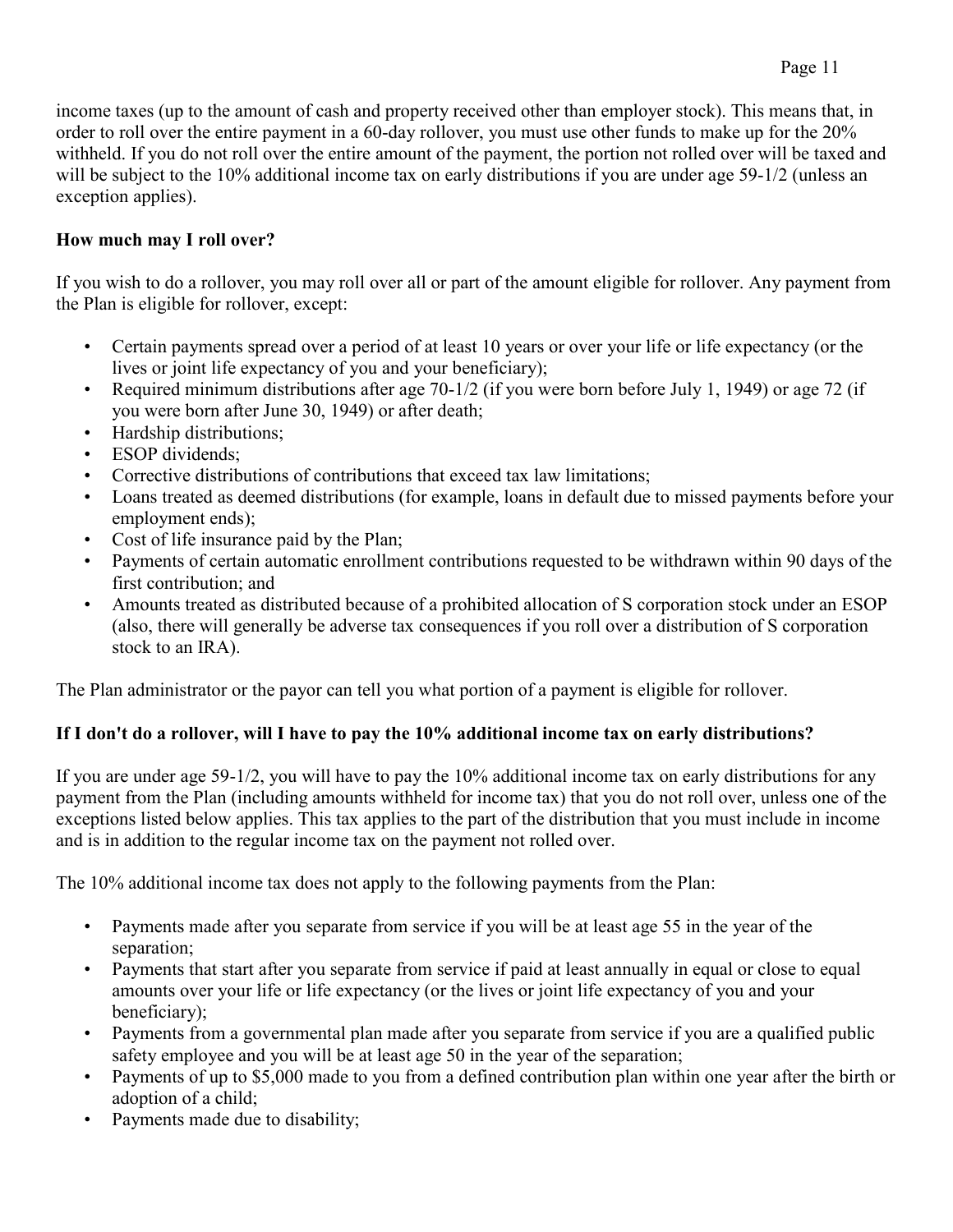income taxes (up to the amount of cash and property received other than employer stock). This means that, in order to roll over the entire payment in a 60-day rollover, you must use other funds to make up for the 20% withheld. If you do not roll over the entire amount of the payment, the portion not rolled over will be taxed and will be subject to the 10% additional income tax on early distributions if you are under age 59-1/2 (unless an exception applies).

**How much may I roll over?**

If you wish to do a rollover, you may roll over all or part of the amount eligible for rollover. Any payment from the Plan is eligible for rollover, except:

- Certain payments spread over a period of at least 10 years or over your life or life expectancy (or the lives or joint life expectancy of you and your beneficiary);
- Required minimum distributions after age 70-1/2 (if you were born before July 1, 1949) or age 72 (if you were born after June 30, 1949) or after death;
- Hardship distributions;
- ESOP dividends;
- Corrective distributions of contributions that exceed tax law limitations;
- Loans treated as deemed distributions (for example, loans in default due to missed payments before your employment ends);
- Cost of life insurance paid by the Plan;
- Payments of certain automatic enrollment contributions requested to be withdrawn within 90 days of the first contribution; and
- Amounts treated as distributed because of a prohibited allocation of S corporation stock under an ESOP (also, there will generally be adverse tax consequences if you roll over a distribution of S corporation stock to an IRA).

The Plan administrator or the payor can tell you what portion of a payment is eligible for rollover.

**If I don't do a rollover, will I have to pay the 10% additional income tax on early distributions?**

If you are under age 59-1/2, you will have to pay the 10% additional income tax on early distributions for any payment from the Plan (including amounts withheld for income tax) that you do not roll over, unless one of the exceptions listed below applies. This tax applies to the part of the distribution that you must include in income and is in addition to the regular income tax on the payment not rolled over.

The 10% additional income tax does not apply to the following payments from the Plan:

- Payments made after you separate from service if you will be at least age 55 in the year of the separation;
- Payments that start after you separate from service if paid at least annually in equal or close to equal amounts over your life or life expectancy (or the lives or joint life expectancy of you and your beneficiary);
- Payments from a governmental plan made after you separate from service if you are a qualified public safety employee and you will be at least age 50 in the year of the separation;
- Payments of up to $5,000 made to you from a defined contribution plan within one year after the birth or adoption of a child;
- Payments made due to disability;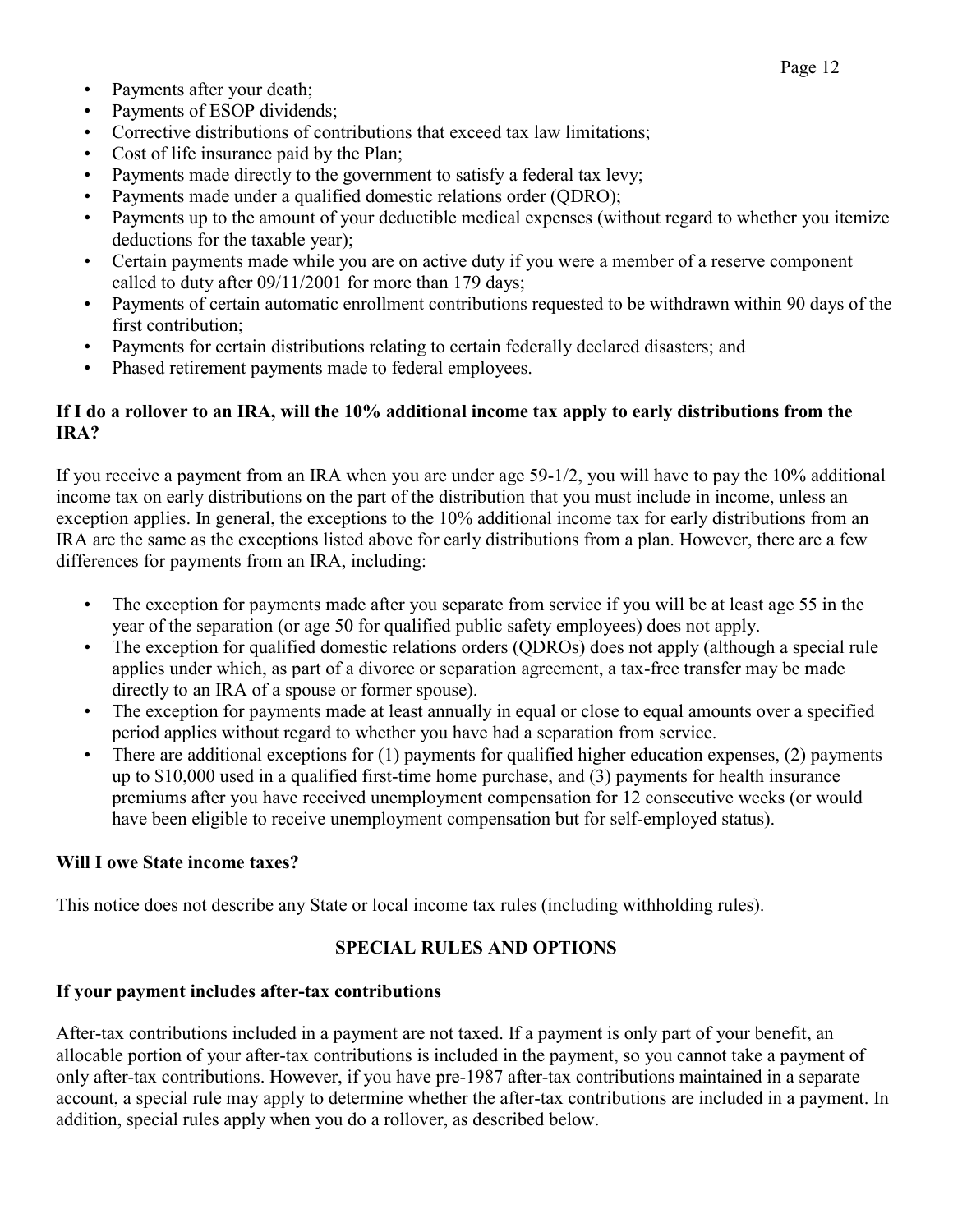- Payments after your death;
- Payments of ESOP dividends;
- Corrective distributions of contributions that exceed tax law limitations;
- Cost of life insurance paid by the Plan;
- Payments made directly to the government to satisfy a federal tax levy;
- Payments made under a qualified domestic relations order (QDRO);
- Payments up to the amount of your deductible medical expenses (without regard to whether you itemize deductions for the taxable year);
- Certain payments made while you are on active duty if you were a member of a reserve component called to duty after 09/11/2001 for more than 179 days;
- Payments of certain automatic enrollment contributions requested to be withdrawn within 90 days of the first contribution;
- Payments for certain distributions relating to certain federally declared disasters; and
- Phased retirement payments made to federal employees.

**If I do a rollover to an IRA, will the 10% additional income tax apply to early distributions from the IRA?**

If you receive a payment from an IRA when you are under age 59-1/2, you will have to pay the 10% additional income tax on early distributions on the part of the distribution that you must include in income, unless an exception applies. In general, the exceptions to the 10% additional income tax for early distributions from an IRA are the same as the exceptions listed above for early distributions from a plan. However, there are a few differences for payments from an IRA, including:

- The exception for payments made after you separate from service if you will be at least age 55 in the year of the separation (or age 50 for qualified public safety employees) does not apply.
- The exception for qualified domestic relations orders (QDROs) does not apply (although a special rule applies under which, as part of a divorce or separation agreement, a tax-free transfer may be made directly to an IRA of a spouse or former spouse).
- The exception for payments made at least annually in equal or close to equal amounts over a specified period applies without regard to whether you have had a separation from service.
- There are additional exceptions for (1) payments for qualified higher education expenses, (2) payments up to $10,000 used in a qualified first-time home purchase, and (3) payments for health insurance premiums after you have received unemployment compensation for 12 consecutive weeks (or would have been eligible to receive unemployment compensation but for self-employed status).

**Will I owe State income taxes?**

This notice does not describe any State or local income tax rules (including withholding rules).

## SPECIAL RULES AND OPTIONS

**If your payment includes after-tax contributions**

After-tax contributions included in a payment are not taxed. If a payment is only part of your benefit, an allocable portion of your after-tax contributions is included in the payment, so you cannot take a payment of only after-tax contributions. However, if you have pre-1987 after-tax contributions maintained in a separate account, a special rule may apply to determine whether the after-tax contributions are included in a payment. In addition, special rules apply when you do a rollover, as described below.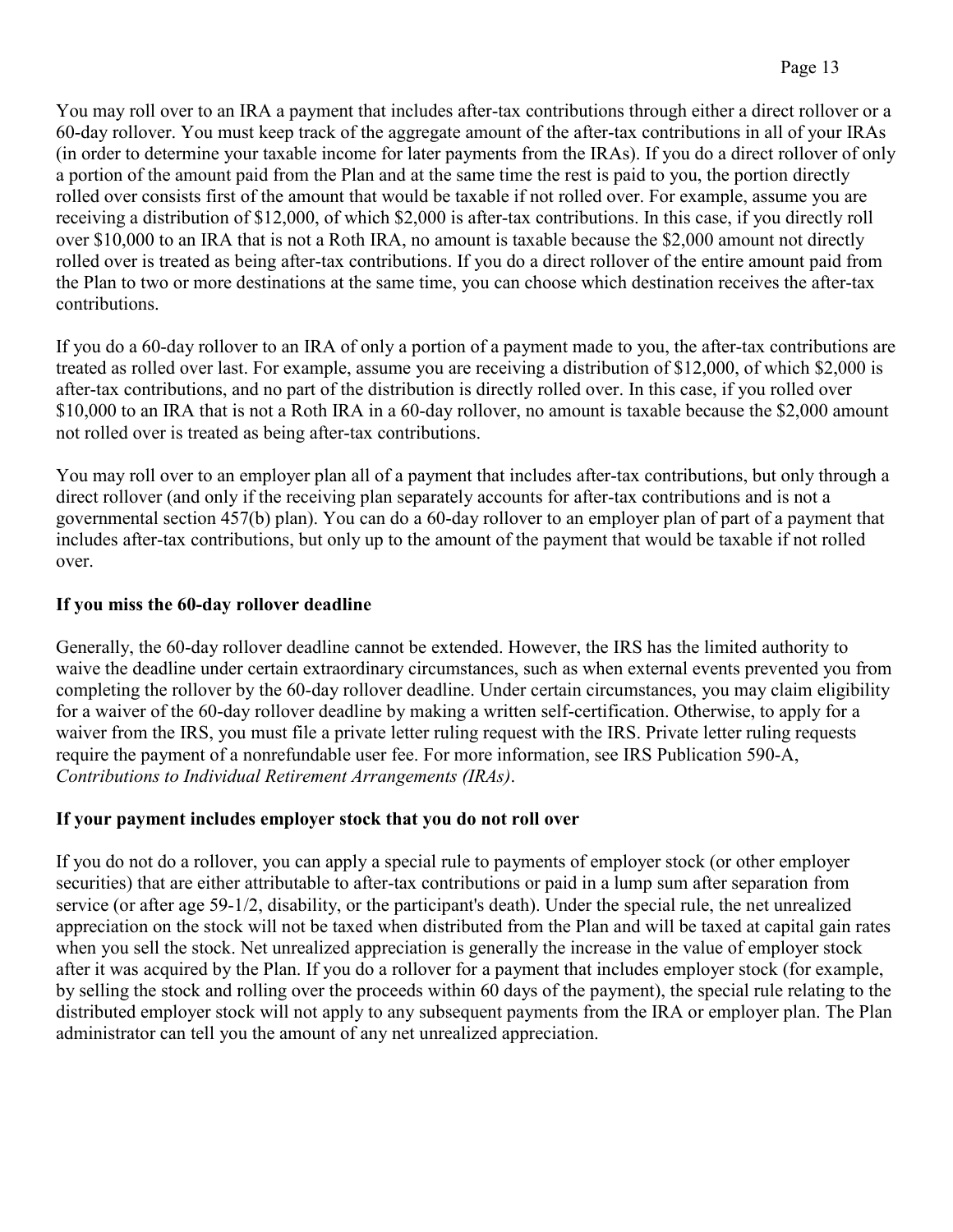You may roll over to an IRA a payment that includes after-tax contributions through either a direct rollover or a 60-day rollover. You must keep track of the aggregate amount of the after-tax contributions in all of your IRAs (in order to determine your taxable income for later payments from the IRAs). If you do a direct rollover of only a portion of the amount paid from the Plan and at the same time the rest is paid to you, the portion directly rolled over consists first of the amount that would be taxable if not rolled over. For example, assume you are receiving a distribution of $12,000, of which $2,000 is after-tax contributions. In this case, if you directly roll over $10,000 to an IRA that is not a Roth IRA, no amount is taxable because the $2,000 amount not directly rolled over is treated as being after-tax contributions. If you do a direct rollover of the entire amount paid from the Plan to two or more destinations at the same time, you can choose which destination receives the after-tax contributions.

If you do a 60-day rollover to an IRA of only a portion of a payment made to you, the after-tax contributions are treated as rolled over last. For example, assume you are receiving a distribution of $12,000, of which $2,000 is after-tax contributions, and no part of the distribution is directly rolled over. In this case, if you rolled over $10,000 to an IRA that is not a Roth IRA in a 60-day rollover, no amount is taxable because the $2,000 amount not rolled over is treated as being after-tax contributions.

You may roll over to an employer plan all of a payment that includes after-tax contributions, but only through a direct rollover (and only if the receiving plan separately accounts for after-tax contributions and is not a governmental section 457(b) plan). You can do a 60-day rollover to an employer plan of part of a payment that includes after-tax contributions, but only up to the amount of the payment that would be taxable if not rolled over.

### If you miss the 60-day rollover deadline

Generally, the 60-day rollover deadline cannot be extended. However, the IRS has the limited authority to waive the deadline under certain extraordinary circumstances, such as when external events prevented you from completing the rollover by the 60-day rollover deadline. Under certain circumstances, you may claim eligibility for a waiver of the 60-day rollover deadline by making a written self-certification. Otherwise, to apply for a waiver from the IRS, you must file a private letter ruling request with the IRS. Private letter ruling requests require the payment of a nonrefundable user fee. For more information, see IRS Publication 590-A, *Contributions to Individual Retirement Arrangements (IRAs)*.

### If your payment includes employer stock that you do not roll over

If you do not do a rollover, you can apply a special rule to payments of employer stock (or other employer securities) that are either attributable to after-tax contributions or paid in a lump sum after separation from service (or after age 59-1/2, disability, or the participant's death). Under the special rule, the net unrealized appreciation on the stock will not be taxed when distributed from the Plan and will be taxed at capital gain rates when you sell the stock. Net unrealized appreciation is generally the increase in the value of employer stock after it was acquired by the Plan. If you do a rollover for a payment that includes employer stock (for example, by selling the stock and rolling over the proceeds within 60 days of the payment), the special rule relating to the distributed employer stock will not apply to any subsequent payments from the IRA or employer plan. The Plan administrator can tell you the amount of any net unrealized appreciation.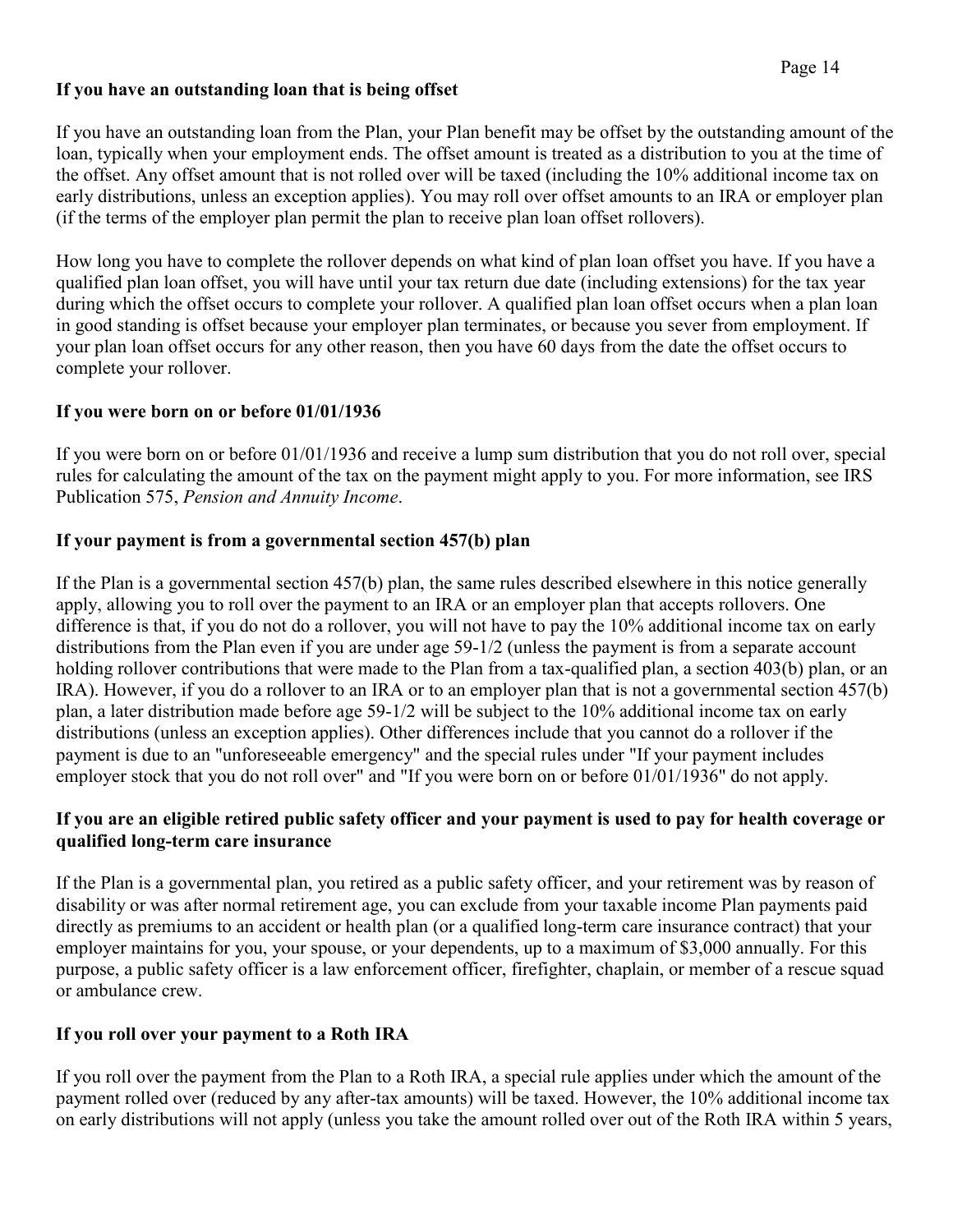**If you have an outstanding loan that is being offset**

If you have an outstanding loan from the Plan, your Plan benefit may be offset by the outstanding amount of the loan, typically when your employment ends. The offset amount is treated as a distribution to you at the time of the offset. Any offset amount that is not rolled over will be taxed (including the 10% additional income tax on early distributions, unless an exception applies). You may roll over offset amounts to an IRA or employer plan (if the terms of the employer plan permit the plan to receive plan loan offset rollovers).

How long you have to complete the rollover depends on what kind of plan loan offset you have. If you have a qualified plan loan offset, you will have until your tax return due date (including extensions) for the tax year during which the offset occurs to complete your rollover. A qualified plan loan offset occurs when a plan loan in good standing is offset because your employer plan terminates, or because you sever from employment. If your plan loan offset occurs for any other reason, then you have 60 days from the date the offset occurs to complete your rollover.

**If you were born on or before 01/01/1936**

If you were born on or before 01/01/1936 and receive a lump sum distribution that you do not roll over, special rules for calculating the amount of the tax on the payment might apply to you. For more information, see IRS Publication 575, *Pension and Annuity Income*.

**If your payment is from a governmental section 457(b) plan**

If the Plan is a governmental section 457(b) plan, the same rules described elsewhere in this notice generally apply, allowing you to roll over the payment to an IRA or an employer plan that accepts rollovers. One difference is that, if you do not do a rollover, you will not have to pay the 10% additional income tax on early distributions from the Plan even if you are under age 59-1/2 (unless the payment is from a separate account holding rollover contributions that were made to the Plan from a tax-qualified plan, a section 403(b) plan, or an IRA). However, if you do a rollover to an IRA or to an employer plan that is not a governmental section 457(b) plan, a later distribution made before age 59-1/2 will be subject to the 10% additional income tax on early distributions (unless an exception applies). Other differences include that you cannot do a rollover if the payment is due to an "unforeseeable emergency" and the special rules under "If your payment includes employer stock that you do not roll over" and "If you were born on or before 01/01/1936" do not apply.

**If you are an eligible retired public safety officer and your payment is used to pay for health coverage or qualified long-term care insurance**

If the Plan is a governmental plan, you retired as a public safety officer, and your retirement was by reason of disability or was after normal retirement age, you can exclude from your taxable income Plan payments paid directly as premiums to an accident or health plan (or a qualified long-term care insurance contract) that your employer maintains for you, your spouse, or your dependents, up to a maximum of $3,000 annually. For this purpose, a public safety officer is a law enforcement officer, firefighter, chaplain, or member of a rescue squad or ambulance crew.

**If you roll over your payment to a Roth IRA**

If you roll over the payment from the Plan to a Roth IRA, a special rule applies under which the amount of the payment rolled over (reduced by any after-tax amounts) will be taxed. However, the 10% additional income tax on early distributions will not apply (unless you take the amount rolled over out of the Roth IRA within 5 years,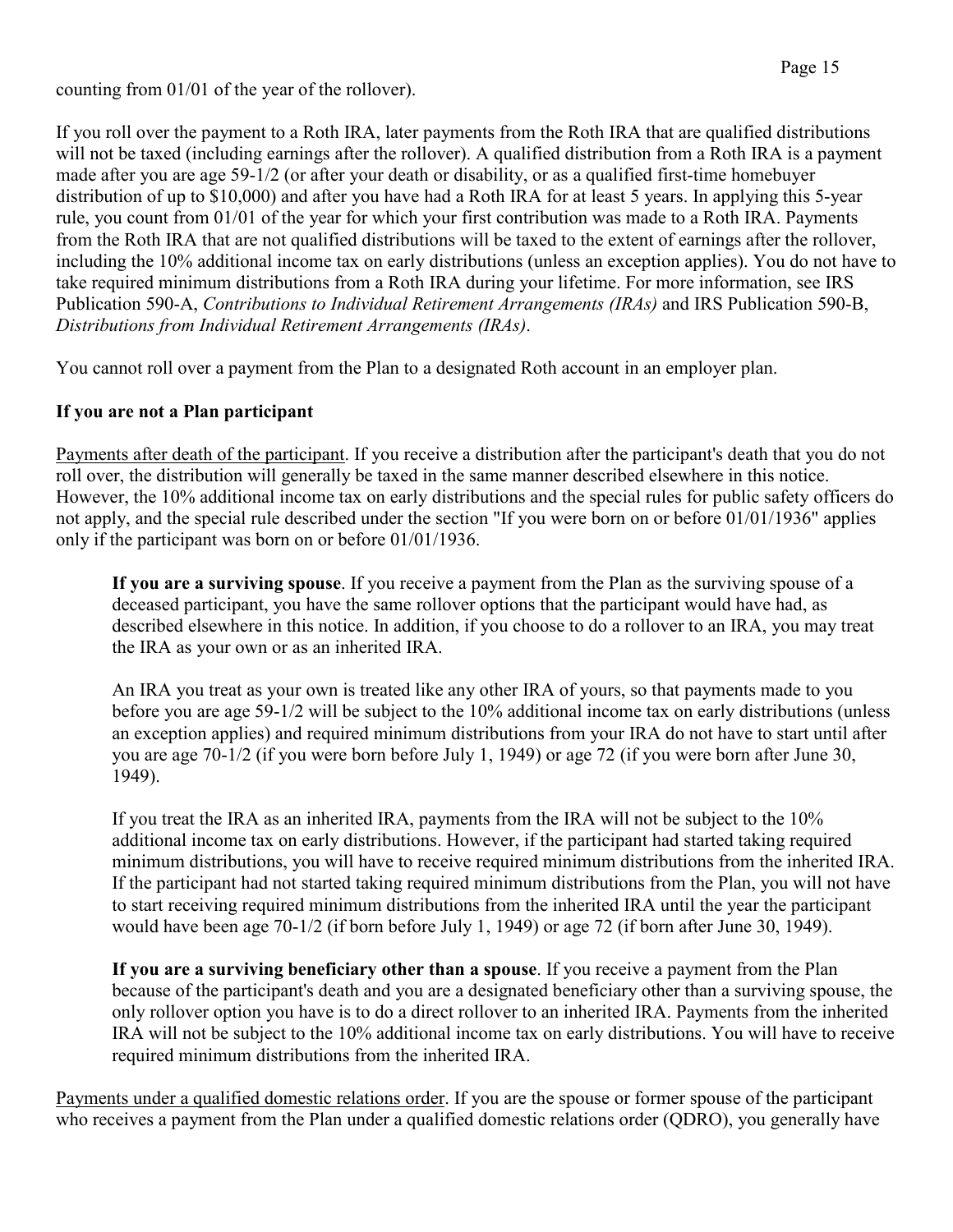counting from 01/01 of the year of the rollover).

If you roll over the payment to a Roth IRA, later payments from the Roth IRA that are qualified distributions will not be taxed (including earnings after the rollover). A qualified distribution from a Roth IRA is a payment made after you are age 59-1/2 (or after your death or disability, or as a qualified first-time homebuyer distribution of up to $10,000) and after you have had a Roth IRA for at least 5 years. In applying this 5-year rule, you count from 01/01 of the year for which your first contribution was made to a Roth IRA. Payments from the Roth IRA that are not qualified distributions will be taxed to the extent of earnings after the rollover, including the 10% additional income tax on early distributions (unless an exception applies). You do not have to take required minimum distributions from a Roth IRA during your lifetime. For more information, see IRS Publication 590-A, *Contributions to Individual Retirement Arrangements (IRAs)* and IRS Publication 590-B, *Distributions from Individual Retirement Arrangements (IRAs)*.

You cannot roll over a payment from the Plan to a designated Roth account in an employer plan.

**If you are not a Plan participant**

Payments after death of the participant. If you receive a distribution after the participant's death that you do not roll over, the distribution will generally be taxed in the same manner described elsewhere in this notice. However, the 10% additional income tax on early distributions and the special rules for public safety officers do not apply, and the special rule described under the section "If you were born on or before 01/01/1936" applies only if the participant was born on or before 01/01/1936.

**If you are a surviving spouse**. If you receive a payment from the Plan as the surviving spouse of a deceased participant, you have the same rollover options that the participant would have had, as described elsewhere in this notice. In addition, if you choose to do a rollover to an IRA, you may treat the IRA as your own or as an inherited IRA.

An IRA you treat as your own is treated like any other IRA of yours, so that payments made to you before you are age 59-1/2 will be subject to the 10% additional income tax on early distributions (unless an exception applies) and required minimum distributions from your IRA do not have to start until after you are age 70-1/2 (if you were born before July 1, 1949) or age 72 (if you were born after June 30, 1949).

If you treat the IRA as an inherited IRA, payments from the IRA will not be subject to the 10% additional income tax on early distributions. However, if the participant had started taking required minimum distributions, you will have to receive required minimum distributions from the inherited IRA. If the participant had not started taking required minimum distributions from the Plan, you will not have to start receiving required minimum distributions from the inherited IRA until the year the participant would have been age 70-1/2 (if born before July 1, 1949) or age 72 (if born after June 30, 1949).

**If you are a surviving beneficiary other than a spouse**. If you receive a payment from the Plan because of the participant's death and you are a designated beneficiary other than a surviving spouse, the only rollover option you have is to do a direct rollover to an inherited IRA. Payments from the inherited IRA will not be subject to the 10% additional income tax on early distributions. You will have to receive required minimum distributions from the inherited IRA.

Payments under a qualified domestic relations order. If you are the spouse or former spouse of the participant who receives a payment from the Plan under a qualified domestic relations order (QDRO), you generally have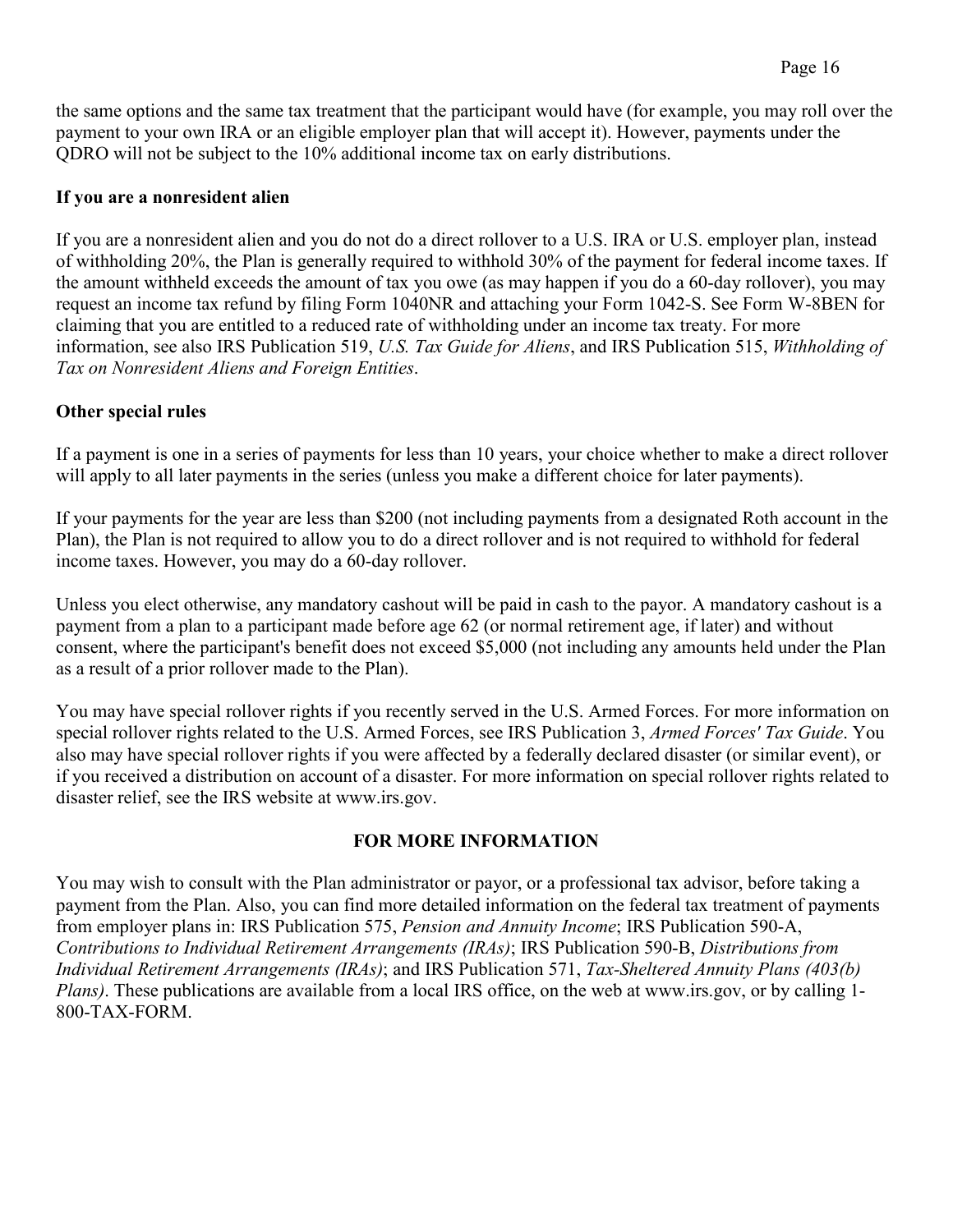the same options and the same tax treatment that the participant would have (for example, you may roll over the payment to your own IRA or an eligible employer plan that will accept it). However, payments under the QDRO will not be subject to the 10% additional income tax on early distributions.

**If you are a nonresident alien**

If you are a nonresident alien and you do not do a direct rollover to a U.S. IRA or U.S. employer plan, instead of withholding 20%, the Plan is generally required to withhold 30% of the payment for federal income taxes. If the amount withheld exceeds the amount of tax you owe (as may happen if you do a 60-day rollover), you may request an income tax refund by filing Form 1040NR and attaching your Form 1042-S. See Form W-8BEN for claiming that you are entitled to a reduced rate of withholding under an income tax treaty. For more information, see also IRS Publication 519, *U.S. Tax Guide for Aliens*, and IRS Publication 515, *Withholding of Tax on Nonresident Aliens and Foreign Entities*.

**Other special rules**

If a payment is one in a series of payments for less than 10 years, your choice whether to make a direct rollover will apply to all later payments in the series (unless you make a different choice for later payments).

If your payments for the year are less than $200 (not including payments from a designated Roth account in the Plan), the Plan is not required to allow you to do a direct rollover and is not required to withhold for federal income taxes. However, you may do a 60-day rollover.

Unless you elect otherwise, any mandatory cashout will be paid in cash to the payor. A mandatory cashout is a payment from a plan to a participant made before age 62 (or normal retirement age, if later) and without consent, where the participant's benefit does not exceed $5,000 (not including any amounts held under the Plan as a result of a prior rollover made to the Plan).

You may have special rollover rights if you recently served in the U.S. Armed Forces. For more information on special rollover rights related to the U.S. Armed Forces, see IRS Publication 3, *Armed Forces' Tax Guide*. You also may have special rollover rights if you were affected by a federally declared disaster (or similar event), or if you received a distribution on account of a disaster. For more information on special rollover rights related to disaster relief, see the IRS website at www.irs.gov.

## FOR MORE INFORMATION

You may wish to consult with the Plan administrator or payor, or a professional tax advisor, before taking a payment from the Plan. Also, you can find more detailed information on the federal tax treatment of payments from employer plans in: IRS Publication 575, *Pension and Annuity Income*; IRS Publication 590-A, *Contributions to Individual Retirement Arrangements (IRAs)*; IRS Publication 590-B, *Distributions from Individual Retirement Arrangements (IRAs)*; and IRS Publication 571, *Tax-Sheltered Annuity Plans (403(b) Plans)*. These publications are available from a local IRS office, on the web at www.irs.gov, or by calling 1-800-TAX-FORM.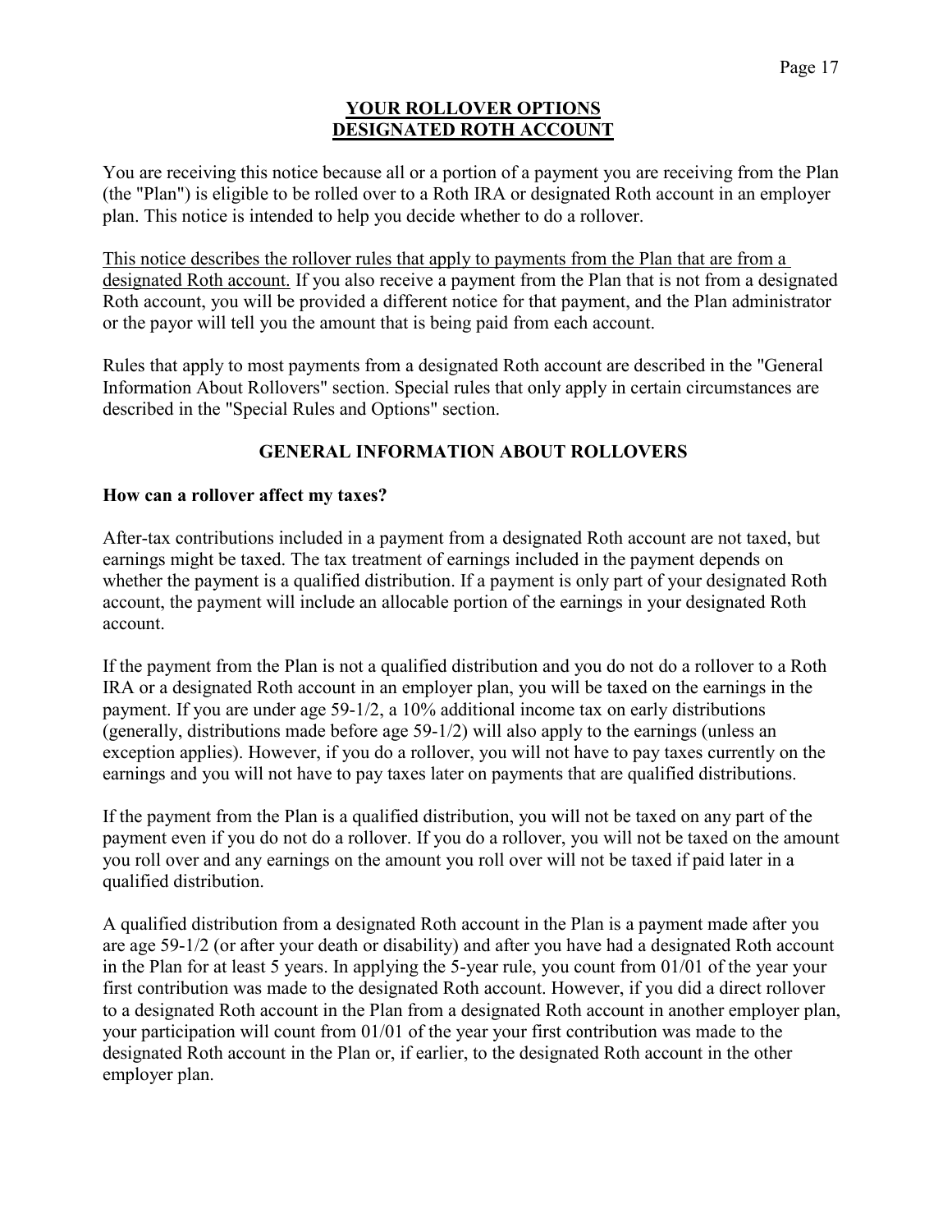# YOUR ROLLOVER OPTIONS
# DESIGNATED ROTH ACCOUNT

You are receiving this notice because all or a portion of a payment you are receiving from the Plan (the "Plan") is eligible to be rolled over to a Roth IRA or designated Roth account in an employer plan. This notice is intended to help you decide whether to do a rollover.

<u>This notice describes the rollover rules that apply to payments from the Plan that are from a designated Roth account.</u> If you also receive a payment from the Plan that is not from a designated Roth account, you will be provided a different notice for that payment, and the Plan administrator or the payor will tell you the amount that is being paid from each account.

Rules that apply to most payments from a designated Roth account are described in the "General Information About Rollovers" section. Special rules that only apply in certain circumstances are described in the "Special Rules and Options" section.

## GENERAL INFORMATION ABOUT ROLLOVERS

### How can a rollover affect my taxes?

After-tax contributions included in a payment from a designated Roth account are not taxed, but earnings might be taxed. The tax treatment of earnings included in the payment depends on whether the payment is a qualified distribution. If a payment is only part of your designated Roth account, the payment will include an allocable portion of the earnings in your designated Roth account.

If the payment from the Plan is not a qualified distribution and you do not do a rollover to a Roth IRA or a designated Roth account in an employer plan, you will be taxed on the earnings in the payment. If you are under age 59-1/2, a 10% additional income tax on early distributions (generally, distributions made before age 59-1/2) will also apply to the earnings (unless an exception applies). However, if you do a rollover, you will not have to pay taxes currently on the earnings and you will not have to pay taxes later on payments that are qualified distributions.

If the payment from the Plan is a qualified distribution, you will not be taxed on any part of the payment even if you do not do a rollover. If you do a rollover, you will not be taxed on the amount you roll over and any earnings on the amount you roll over will not be taxed if paid later in a qualified distribution.

A qualified distribution from a designated Roth account in the Plan is a payment made after you are age 59-1/2 (or after your death or disability) and after you have had a designated Roth account in the Plan for at least 5 years. In applying the 5-year rule, you count from 01/01 of the year your first contribution was made to the designated Roth account. However, if you did a direct rollover to a designated Roth account in the Plan from a designated Roth account in another employer plan, your participation will count from 01/01 of the year your first contribution was made to the designated Roth account in the Plan or, if earlier, to the designated Roth account in the other employer plan.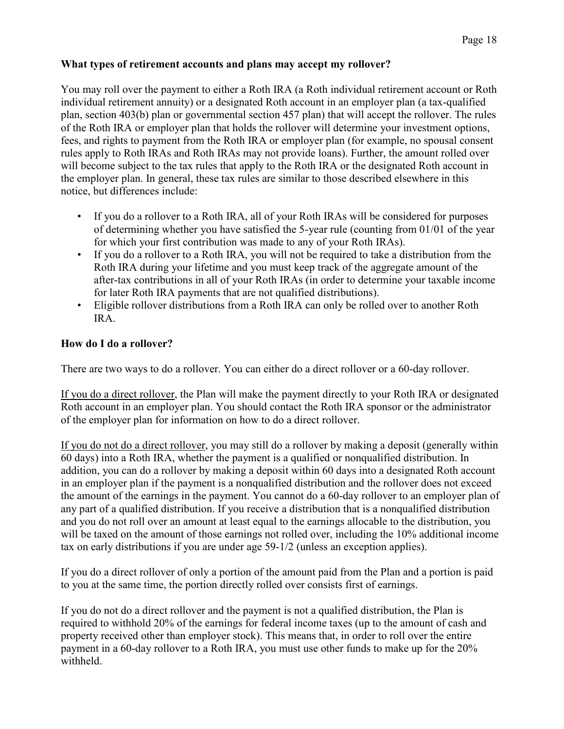**What types of retirement accounts and plans may accept my rollover?**

You may roll over the payment to either a Roth IRA (a Roth individual retirement account or Roth individual retirement annuity) or a designated Roth account in an employer plan (a tax-qualified plan, section 403(b) plan or governmental section 457 plan) that will accept the rollover. The rules of the Roth IRA or employer plan that holds the rollover will determine your investment options, fees, and rights to payment from the Roth IRA or employer plan (for example, no spousal consent rules apply to Roth IRAs and Roth IRAs may not provide loans). Further, the amount rolled over will become subject to the tax rules that apply to the Roth IRA or the designated Roth account in the employer plan. In general, these tax rules are similar to those described elsewhere in this notice, but differences include:

- If you do a rollover to a Roth IRA, all of your Roth IRAs will be considered for purposes of determining whether you have satisfied the 5-year rule (counting from 01/01 of the year for which your first contribution was made to any of your Roth IRAs).
- If you do a rollover to a Roth IRA, you will not be required to take a distribution from the Roth IRA during your lifetime and you must keep track of the aggregate amount of the after-tax contributions in all of your Roth IRAs (in order to determine your taxable income for later Roth IRA payments that are not qualified distributions).
- Eligible rollover distributions from a Roth IRA can only be rolled over to another Roth IRA.

**How do I do a rollover?**

There are two ways to do a rollover. You can either do a direct rollover or a 60-day rollover.

<u>If you do a direct rollover</u>, the Plan will make the payment directly to your Roth IRA or designated Roth account in an employer plan. You should contact the Roth IRA sponsor or the administrator of the employer plan for information on how to do a direct rollover.

<u>If you do not do a direct rollover</u>, you may still do a rollover by making a deposit (generally within 60 days) into a Roth IRA, whether the payment is a qualified or nonqualified distribution. In addition, you can do a rollover by making a deposit within 60 days into a designated Roth account in an employer plan if the payment is a nonqualified distribution and the rollover does not exceed the amount of the earnings in the payment. You cannot do a 60-day rollover to an employer plan of any part of a qualified distribution. If you receive a distribution that is a nonqualified distribution and you do not roll over an amount at least equal to the earnings allocable to the distribution, you will be taxed on the amount of those earnings not rolled over, including the 10% additional income tax on early distributions if you are under age 59-1/2 (unless an exception applies).

If you do a direct rollover of only a portion of the amount paid from the Plan and a portion is paid to you at the same time, the portion directly rolled over consists first of earnings.

If you do not do a direct rollover and the payment is not a qualified distribution, the Plan is required to withhold 20% of the earnings for federal income taxes (up to the amount of cash and property received other than employer stock). This means that, in order to roll over the entire payment in a 60-day rollover to a Roth IRA, you must use other funds to make up for the 20% withheld.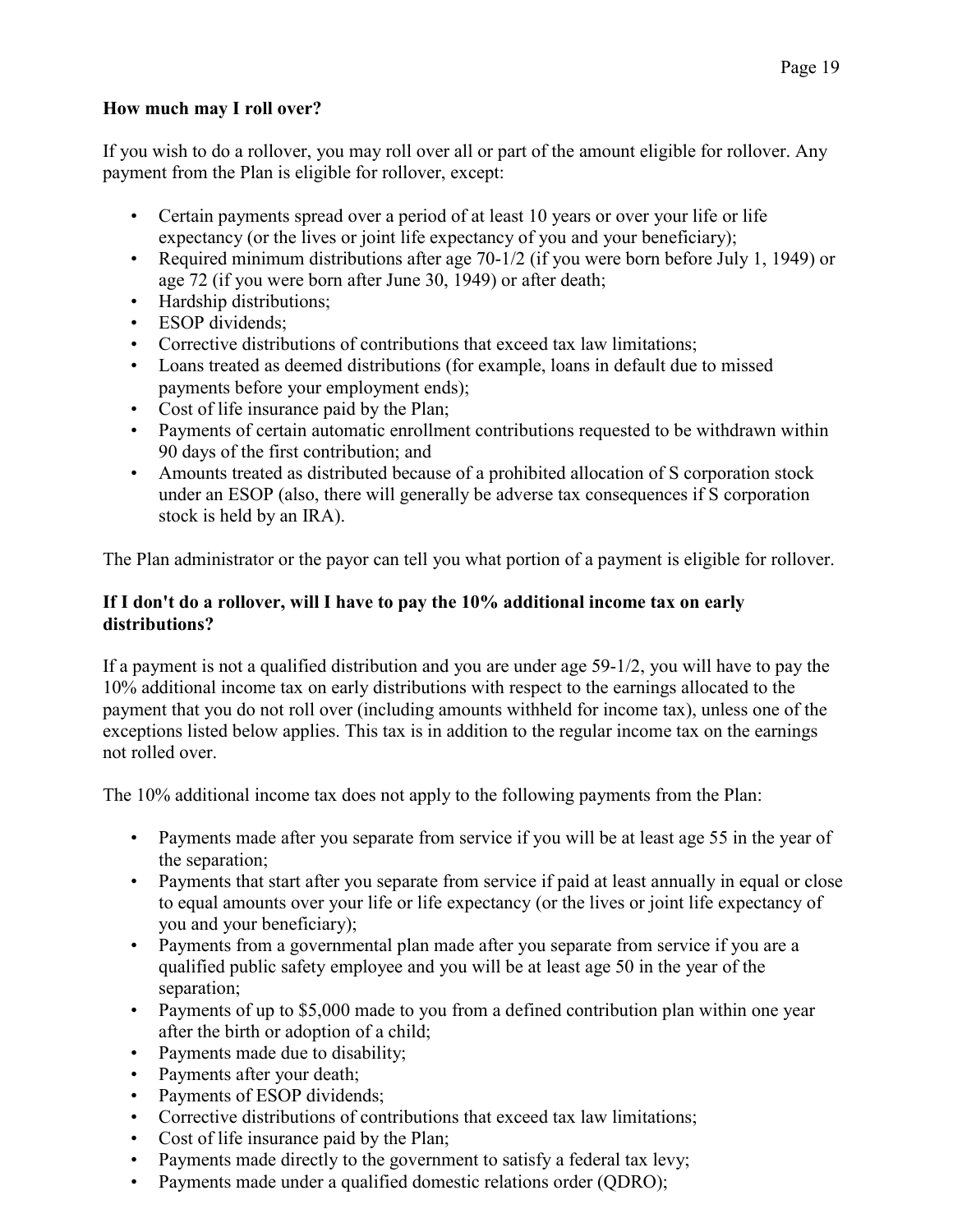**How much may I roll over?**

If you wish to do a rollover, you may roll over all or part of the amount eligible for rollover. Any payment from the Plan is eligible for rollover, except:

- Certain payments spread over a period of at least 10 years or over your life or life expectancy (or the lives or joint life expectancy of you and your beneficiary);
- Required minimum distributions after age 70-1/2 (if you were born before July 1, 1949) or age 72 (if you were born after June 30, 1949) or after death;
- Hardship distributions;
- ESOP dividends;
- Corrective distributions of contributions that exceed tax law limitations;
- Loans treated as deemed distributions (for example, loans in default due to missed payments before your employment ends);
- Cost of life insurance paid by the Plan;
- Payments of certain automatic enrollment contributions requested to be withdrawn within 90 days of the first contribution; and
- Amounts treated as distributed because of a prohibited allocation of S corporation stock under an ESOP (also, there will generally be adverse tax consequences if S corporation stock is held by an IRA).

The Plan administrator or the payor can tell you what portion of a payment is eligible for rollover.

**If I don't do a rollover, will I have to pay the 10% additional income tax on early distributions?**

If a payment is not a qualified distribution and you are under age 59-1/2, you will have to pay the 10% additional income tax on early distributions with respect to the earnings allocated to the payment that you do not roll over (including amounts withheld for income tax), unless one of the exceptions listed below applies. This tax is in addition to the regular income tax on the earnings not rolled over.

The 10% additional income tax does not apply to the following payments from the Plan:

- Payments made after you separate from service if you will be at least age 55 in the year of the separation;
- Payments that start after you separate from service if paid at least annually in equal or close to equal amounts over your life or life expectancy (or the lives or joint life expectancy of you and your beneficiary);
- Payments from a governmental plan made after you separate from service if you are a qualified public safety employee and you will be at least age 50 in the year of the separation;
- Payments of up to $5,000 made to you from a defined contribution plan within one year after the birth or adoption of a child;
- Payments made due to disability;
- Payments after your death;
- Payments of ESOP dividends;
- Corrective distributions of contributions that exceed tax law limitations;
- Cost of life insurance paid by the Plan;
- Payments made directly to the government to satisfy a federal tax levy;
- Payments made under a qualified domestic relations order (QDRO);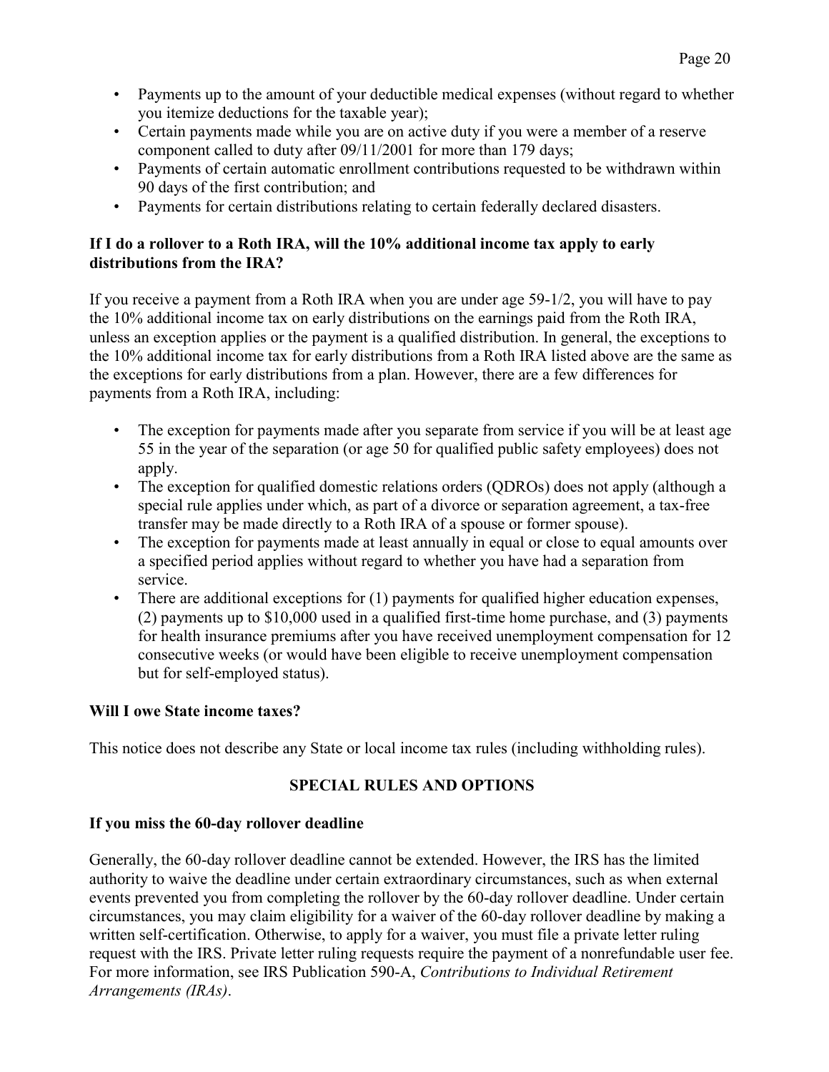- Payments up to the amount of your deductible medical expenses (without regard to whether you itemize deductions for the taxable year);
- Certain payments made while you are on active duty if you were a member of a reserve component called to duty after 09/11/2001 for more than 179 days;
- Payments of certain automatic enrollment contributions requested to be withdrawn within 90 days of the first contribution; and
- Payments for certain distributions relating to certain federally declared disasters.

**If I do a rollover to a Roth IRA, will the 10% additional income tax apply to early distributions from the IRA?**

If you receive a payment from a Roth IRA when you are under age 59-1/2, you will have to pay the 10% additional income tax on early distributions on the earnings paid from the Roth IRA, unless an exception applies or the payment is a qualified distribution. In general, the exceptions to the 10% additional income tax for early distributions from a Roth IRA listed above are the same as the exceptions for early distributions from a plan. However, there are a few differences for payments from a Roth IRA, including:

- The exception for payments made after you separate from service if you will be at least age 55 in the year of the separation (or age 50 for qualified public safety employees) does not apply.
- The exception for qualified domestic relations orders (QDROs) does not apply (although a special rule applies under which, as part of a divorce or separation agreement, a tax-free transfer may be made directly to a Roth IRA of a spouse or former spouse).
- The exception for payments made at least annually in equal or close to equal amounts over a specified period applies without regard to whether you have had a separation from service.
- There are additional exceptions for (1) payments for qualified higher education expenses, (2) payments up to $10,000 used in a qualified first-time home purchase, and (3) payments for health insurance premiums after you have received unemployment compensation for 12 consecutive weeks (or would have been eligible to receive unemployment compensation but for self-employed status).

**Will I owe State income taxes?**

This notice does not describe any State or local income tax rules (including withholding rules).

## SPECIAL RULES AND OPTIONS

**If you miss the 60-day rollover deadline**

Generally, the 60-day rollover deadline cannot be extended. However, the IRS has the limited authority to waive the deadline under certain extraordinary circumstances, such as when external events prevented you from completing the rollover by the 60-day rollover deadline. Under certain circumstances, you may claim eligibility for a waiver of the 60-day rollover deadline by making a written self-certification. Otherwise, to apply for a waiver, you must file a private letter ruling request with the IRS. Private letter ruling requests require the payment of a nonrefundable user fee. For more information, see IRS Publication 590-A, *Contributions to Individual Retirement Arrangements (IRAs)*.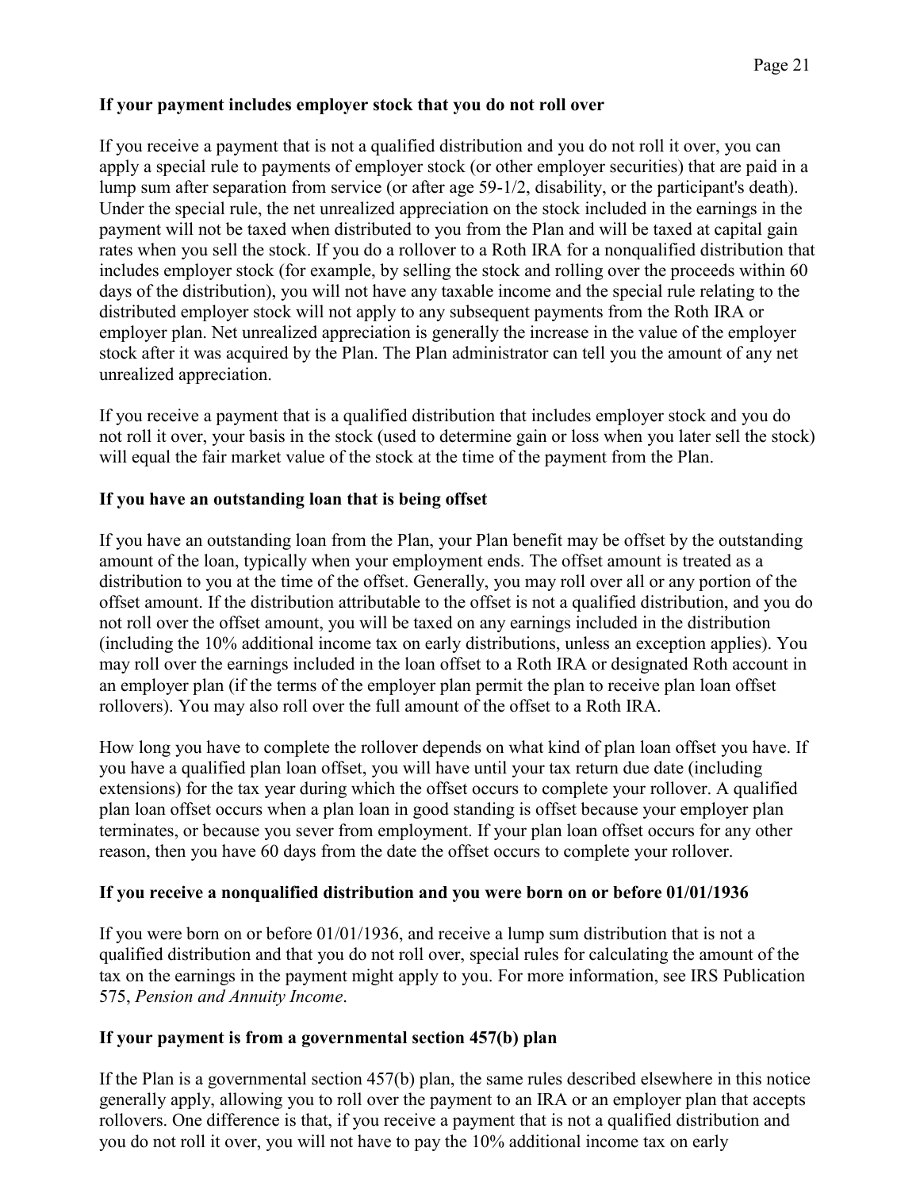**If your payment includes employer stock that you do not roll over**

If you receive a payment that is not a qualified distribution and you do not roll it over, you can apply a special rule to payments of employer stock (or other employer securities) that are paid in a lump sum after separation from service (or after age 59-1/2, disability, or the participant's death). Under the special rule, the net unrealized appreciation on the stock included in the earnings in the payment will not be taxed when distributed to you from the Plan and will be taxed at capital gain rates when you sell the stock. If you do a rollover to a Roth IRA for a nonqualified distribution that includes employer stock (for example, by selling the stock and rolling over the proceeds within 60 days of the distribution), you will not have any taxable income and the special rule relating to the distributed employer stock will not apply to any subsequent payments from the Roth IRA or employer plan. Net unrealized appreciation is generally the increase in the value of the employer stock after it was acquired by the Plan. The Plan administrator can tell you the amount of any net unrealized appreciation.

If you receive a payment that is a qualified distribution that includes employer stock and you do not roll it over, your basis in the stock (used to determine gain or loss when you later sell the stock) will equal the fair market value of the stock at the time of the payment from the Plan.

**If you have an outstanding loan that is being offset**

If you have an outstanding loan from the Plan, your Plan benefit may be offset by the outstanding amount of the loan, typically when your employment ends. The offset amount is treated as a distribution to you at the time of the offset. Generally, you may roll over all or any portion of the offset amount. If the distribution attributable to the offset is not a qualified distribution, and you do not roll over the offset amount, you will be taxed on any earnings included in the distribution (including the 10% additional income tax on early distributions, unless an exception applies). You may roll over the earnings included in the loan offset to a Roth IRA or designated Roth account in an employer plan (if the terms of the employer plan permit the plan to receive plan loan offset rollovers). You may also roll over the full amount of the offset to a Roth IRA.

How long you have to complete the rollover depends on what kind of plan loan offset you have. If you have a qualified plan loan offset, you will have until your tax return due date (including extensions) for the tax year during which the offset occurs to complete your rollover. A qualified plan loan offset occurs when a plan loan in good standing is offset because your employer plan terminates, or because you sever from employment. If your plan loan offset occurs for any other reason, then you have 60 days from the date the offset occurs to complete your rollover.

**If you receive a nonqualified distribution and you were born on or before 01/01/1936**

If you were born on or before 01/01/1936, and receive a lump sum distribution that is not a qualified distribution and that you do not roll over, special rules for calculating the amount of the tax on the earnings in the payment might apply to you. For more information, see IRS Publication 575, *Pension and Annuity Income*.

**If your payment is from a governmental section 457(b) plan**

If the Plan is a governmental section 457(b) plan, the same rules described elsewhere in this notice generally apply, allowing you to roll over the payment to an IRA or an employer plan that accepts rollovers. One difference is that, if you receive a payment that is not a qualified distribution and you do not roll it over, you will not have to pay the 10% additional income tax on early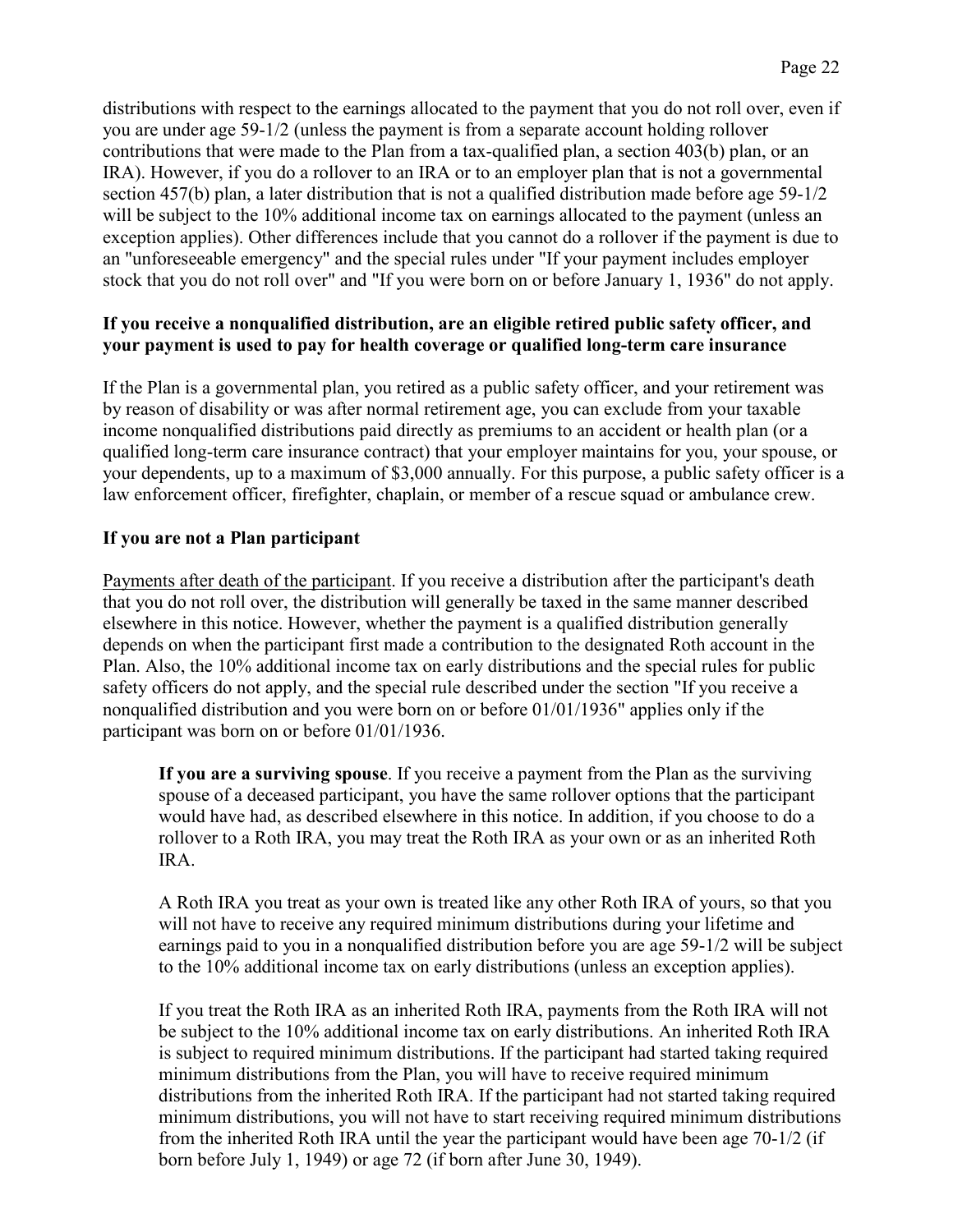distributions with respect to the earnings allocated to the payment that you do not roll over, even if you are under age 59-1/2 (unless the payment is from a separate account holding rollover contributions that were made to the Plan from a tax-qualified plan, a section 403(b) plan, or an IRA). However, if you do a rollover to an IRA or to an employer plan that is not a governmental section 457(b) plan, a later distribution that is not a qualified distribution made before age 59-1/2 will be subject to the 10% additional income tax on earnings allocated to the payment (unless an exception applies). Other differences include that you cannot do a rollover if the payment is due to an "unforeseeable emergency" and the special rules under "If your payment includes employer stock that you do not roll over" and "If you were born on or before January 1, 1936" do not apply.

**If you receive a nonqualified distribution, are an eligible retired public safety officer, and your payment is used to pay for health coverage or qualified long-term care insurance**

If the Plan is a governmental plan, you retired as a public safety officer, and your retirement was by reason of disability or was after normal retirement age, you can exclude from your taxable income nonqualified distributions paid directly as premiums to an accident or health plan (or a qualified long-term care insurance contract) that your employer maintains for you, your spouse, or your dependents, up to a maximum of $3,000 annually. For this purpose, a public safety officer is a law enforcement officer, firefighter, chaplain, or member of a rescue squad or ambulance crew.

**If you are not a Plan participant**

Payments after death of the participant. If you receive a distribution after the participant's death that you do not roll over, the distribution will generally be taxed in the same manner described elsewhere in this notice. However, whether the payment is a qualified distribution generally depends on when the participant first made a contribution to the designated Roth account in the Plan. Also, the 10% additional income tax on early distributions and the special rules for public safety officers do not apply, and the special rule described under the section "If you receive a nonqualified distribution and you were born on or before 01/01/1936" applies only if the participant was born on or before 01/01/1936.

**If you are a surviving spouse**. If you receive a payment from the Plan as the surviving spouse of a deceased participant, you have the same rollover options that the participant would have had, as described elsewhere in this notice. In addition, if you choose to do a rollover to a Roth IRA, you may treat the Roth IRA as your own or as an inherited Roth IRA.

A Roth IRA you treat as your own is treated like any other Roth IRA of yours, so that you will not have to receive any required minimum distributions during your lifetime and earnings paid to you in a nonqualified distribution before you are age 59-1/2 will be subject to the 10% additional income tax on early distributions (unless an exception applies).

If you treat the Roth IRA as an inherited Roth IRA, payments from the Roth IRA will not be subject to the 10% additional income tax on early distributions. An inherited Roth IRA is subject to required minimum distributions. If the participant had started taking required minimum distributions from the Plan, you will have to receive required minimum distributions from the inherited Roth IRA. If the participant had not started taking required minimum distributions, you will not have to start receiving required minimum distributions from the inherited Roth IRA until the year the participant would have been age 70-1/2 (if born before July 1, 1949) or age 72 (if born after June 30, 1949).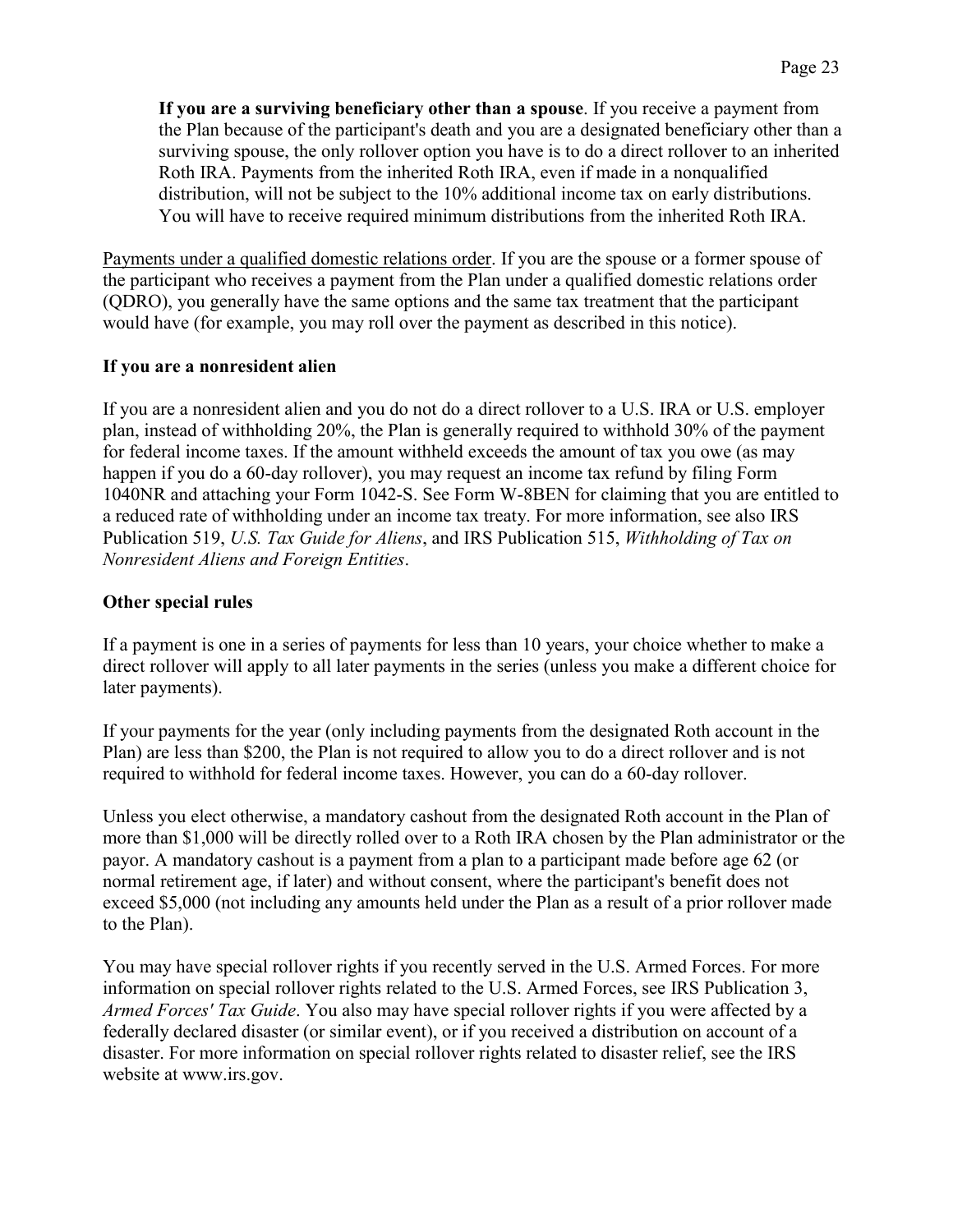**If you are a surviving beneficiary other than a spouse**. If you receive a payment from the Plan because of the participant's death and you are a designated beneficiary other than a surviving spouse, the only rollover option you have is to do a direct rollover to an inherited Roth IRA. Payments from the inherited Roth IRA, even if made in a nonqualified distribution, will not be subject to the 10% additional income tax on early distributions. You will have to receive required minimum distributions from the inherited Roth IRA.

Payments under a qualified domestic relations order. If you are the spouse or a former spouse of the participant who receives a payment from the Plan under a qualified domestic relations order (QDRO), you generally have the same options and the same tax treatment that the participant would have (for example, you may roll over the payment as described in this notice).

**If you are a nonresident alien**

If you are a nonresident alien and you do not do a direct rollover to a U.S. IRA or U.S. employer plan, instead of withholding 20%, the Plan is generally required to withhold 30% of the payment for federal income taxes. If the amount withheld exceeds the amount of tax you owe (as may happen if you do a 60-day rollover), you may request an income tax refund by filing Form 1040NR and attaching your Form 1042-S. See Form W-8BEN for claiming that you are entitled to a reduced rate of withholding under an income tax treaty. For more information, see also IRS Publication 519, *U.S. Tax Guide for Aliens*, and IRS Publication 515, *Withholding of Tax on Nonresident Aliens and Foreign Entities*.

**Other special rules**

If a payment is one in a series of payments for less than 10 years, your choice whether to make a direct rollover will apply to all later payments in the series (unless you make a different choice for later payments).

If your payments for the year (only including payments from the designated Roth account in the Plan) are less than $200, the Plan is not required to allow you to do a direct rollover and is not required to withhold for federal income taxes. However, you can do a 60-day rollover.

Unless you elect otherwise, a mandatory cashout from the designated Roth account in the Plan of more than $1,000 will be directly rolled over to a Roth IRA chosen by the Plan administrator or the payor. A mandatory cashout is a payment from a plan to a participant made before age 62 (or normal retirement age, if later) and without consent, where the participant's benefit does not exceed $5,000 (not including any amounts held under the Plan as a result of a prior rollover made to the Plan).

You may have special rollover rights if you recently served in the U.S. Armed Forces. For more information on special rollover rights related to the U.S. Armed Forces, see IRS Publication 3, *Armed Forces' Tax Guide*. You also may have special rollover rights if you were affected by a federally declared disaster (or similar event), or if you received a distribution on account of a disaster. For more information on special rollover rights related to disaster relief, see the IRS website at www.irs.gov.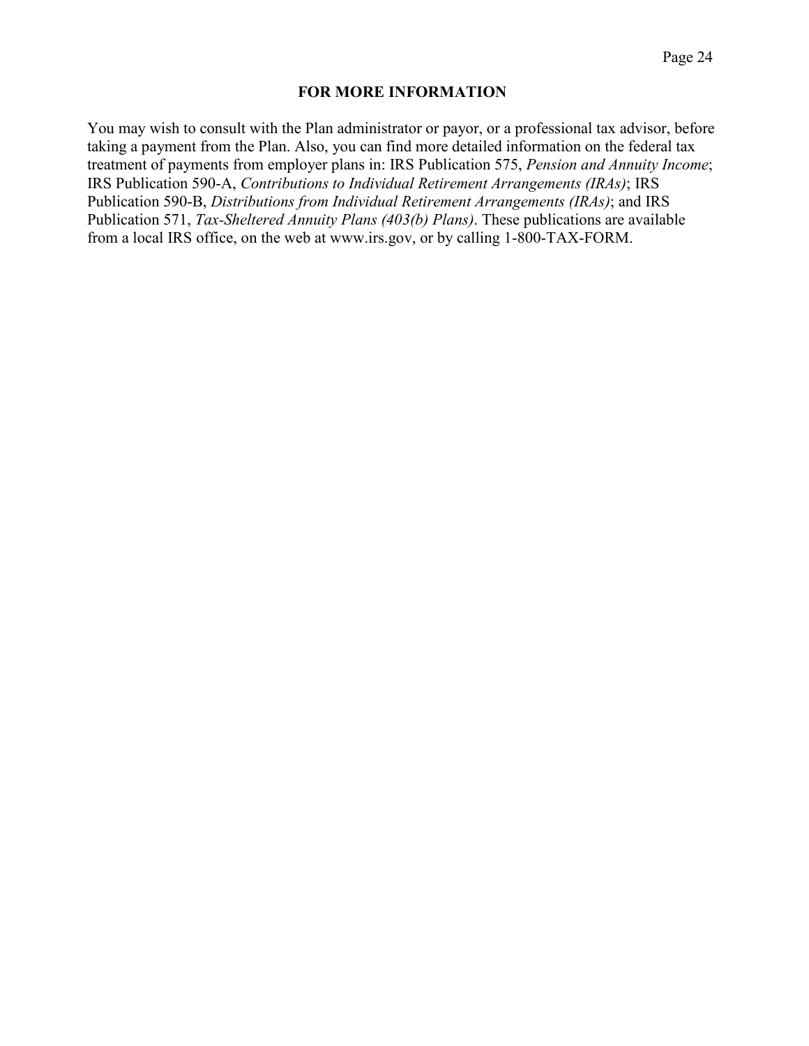## FOR MORE INFORMATION

You may wish to consult with the Plan administrator or payor, or a professional tax advisor, before taking a payment from the Plan. Also, you can find more detailed information on the federal tax treatment of payments from employer plans in: IRS Publication 575, *Pension and Annuity Income*; IRS Publication 590-A, *Contributions to Individual Retirement Arrangements (IRAs)*; IRS Publication 590-B, *Distributions from Individual Retirement Arrangements (IRAs)*; and IRS Publication 571, *Tax-Sheltered Annuity Plans (403(b) Plans)*. These publications are available from a local IRS office, on the web at www.irs.gov, or by calling 1-800-TAX-FORM.